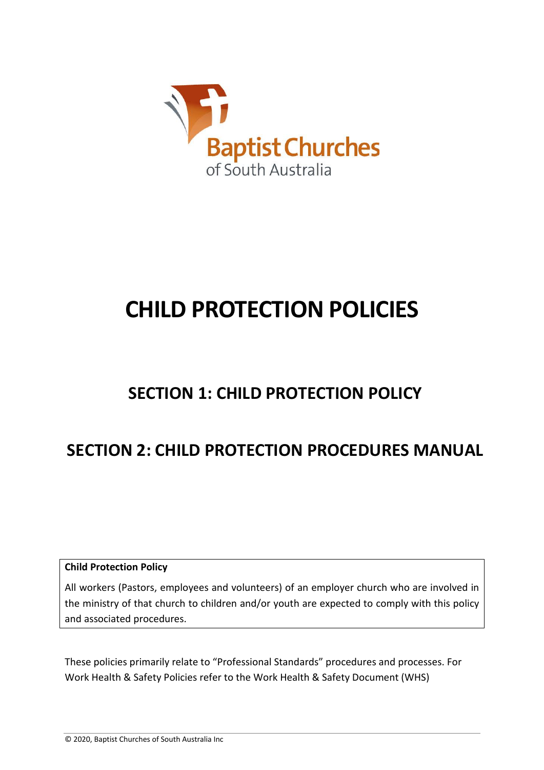Baptist Churches
of South Australia

# CHILD PROTECTION POLICIES

## SECTION 1: CHILD PROTECTION POLICY

## SECTION 2: CHILD PROTECTION PROCEDURES MANUAL

**Child Protection Policy**

All workers (Pastors, employees and volunteers) of an employer church who are involved in the ministry of that church to children and/or youth are expected to comply with this policy and associated procedures.

These policies primarily relate to "Professional Standards" procedures and processes. For Work Health & Safety Policies refer to the Work Health & Safety Document (WHS)

© 2020, Baptist Churches of South Australia Inc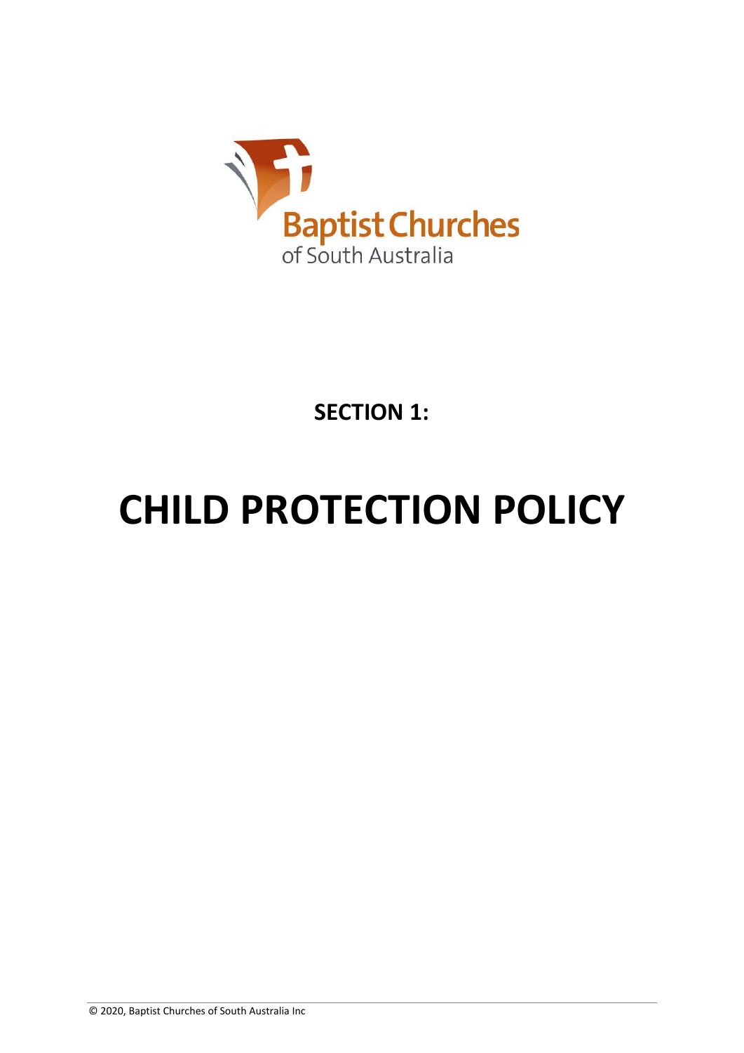Baptist Churches
of South Australia

**SECTION 1:**

# CHILD PROTECTION POLICY

© 2020, Baptist Churches of South Australia Inc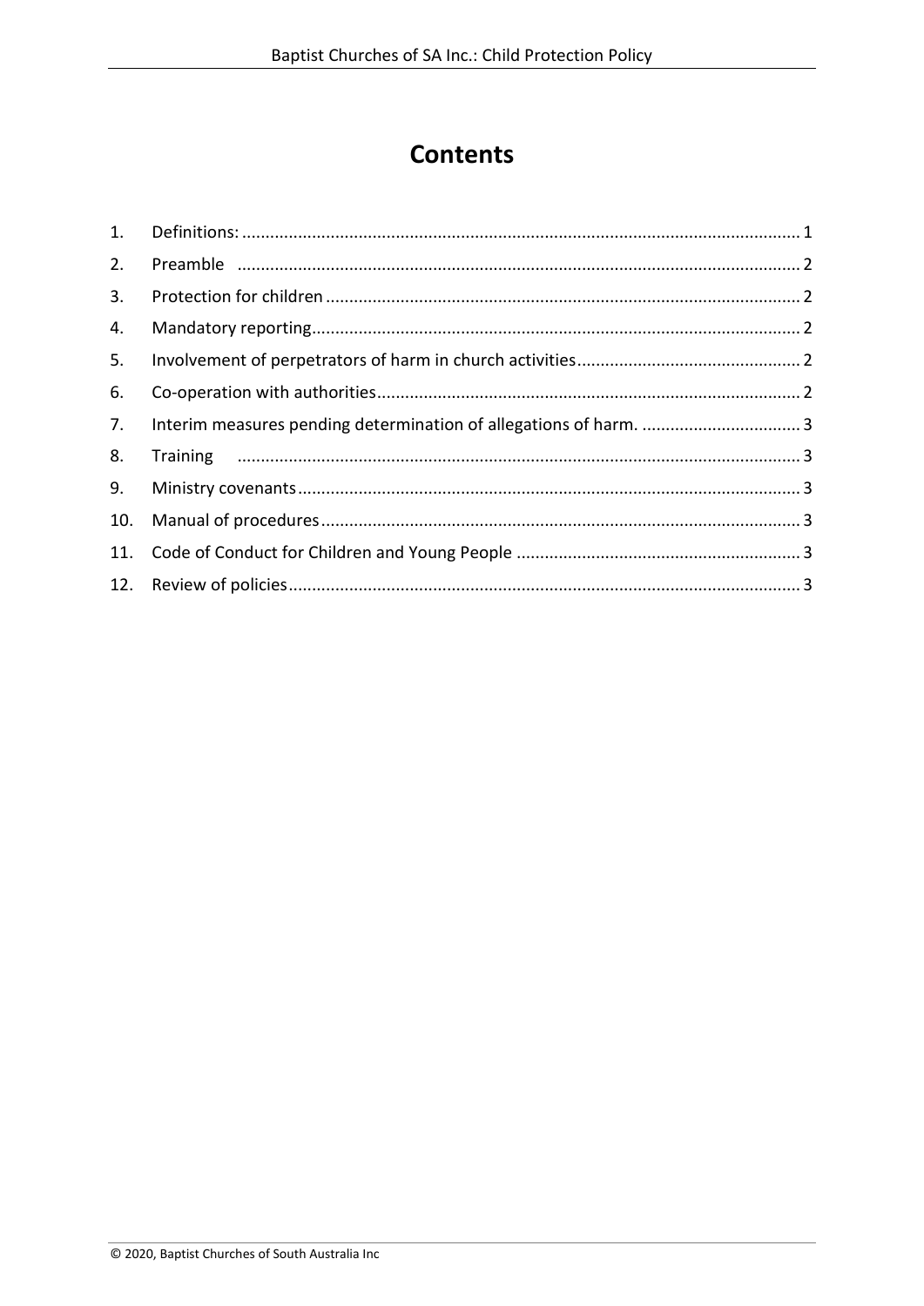# Contents

1. Definitions: 1
2. Preamble 2
3. Protection for children 2
4. Mandatory reporting 2
5. Involvement of perpetrators of harm in church activities 2
6. Co-operation with authorities 2
7. Interim measures pending determination of allegations of harm. 3
8. Training 3
9. Ministry covenants 3
10. Manual of procedures 3
11. Code of Conduct for Children and Young People 3
12. Review of policies 3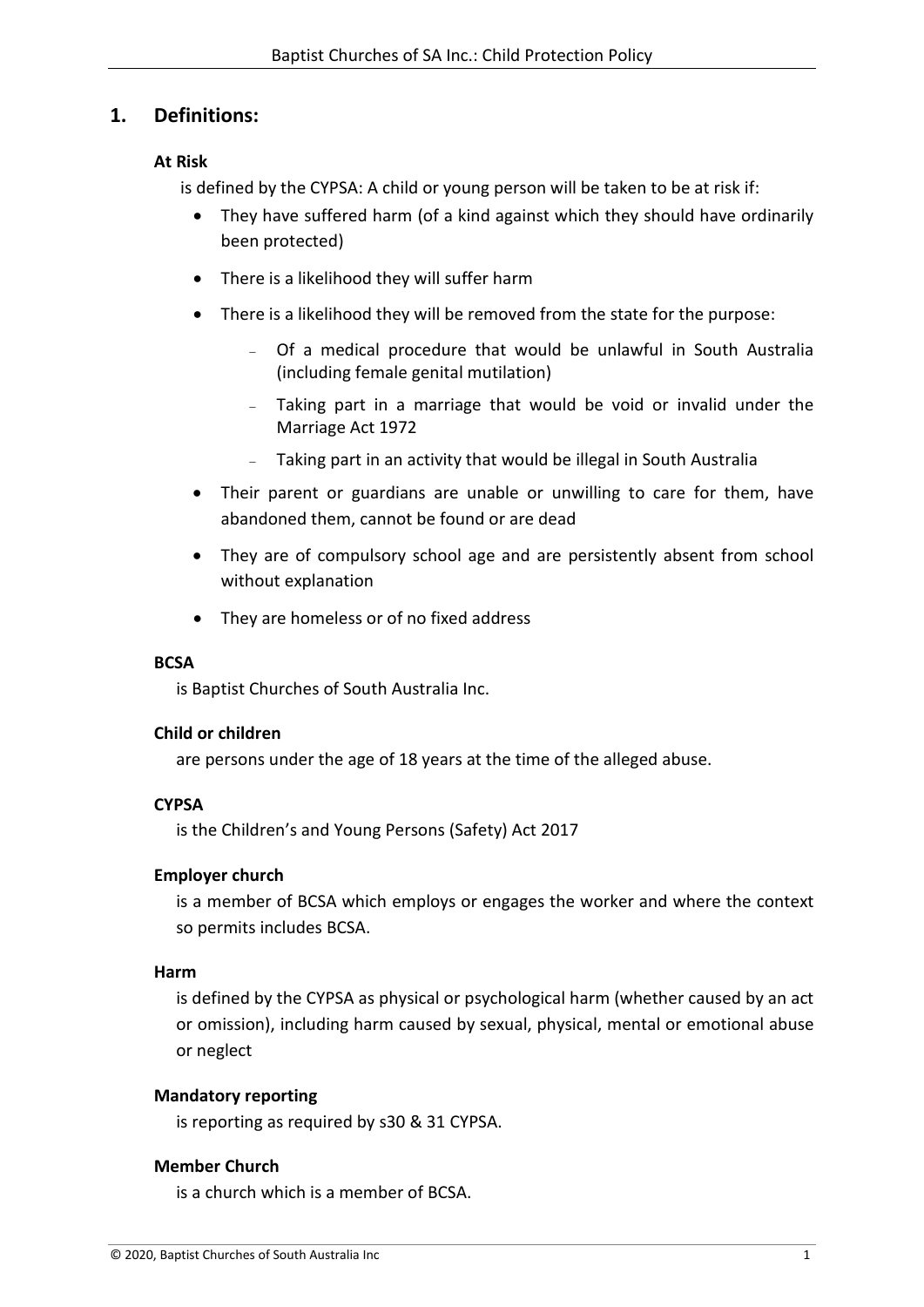## 1. Definitions:

**At Risk**

is defined by the CYPSA: A child or young person will be taken to be at risk if:

- They have suffered harm (of a kind against which they should have ordinarily been protected)
- There is a likelihood they will suffer harm
- There is a likelihood they will be removed from the state for the purpose:
  - Of a medical procedure that would be unlawful in South Australia (including female genital mutilation)
  - Taking part in a marriage that would be void or invalid under the Marriage Act 1972
  - Taking part in an activity that would be illegal in South Australia
- Their parent or guardians are unable or unwilling to care for them, have abandoned them, cannot be found or are dead
- They are of compulsory school age and are persistently absent from school without explanation
- They are homeless or of no fixed address

**BCSA**

is Baptist Churches of South Australia Inc.

**Child or children**

are persons under the age of 18 years at the time of the alleged abuse.

**CYPSA**

is the Children's and Young Persons (Safety) Act 2017

**Employer church**

is a member of BCSA which employs or engages the worker and where the context so permits includes BCSA.

**Harm**

is defined by the CYPSA as physical or psychological harm (whether caused by an act or omission), including harm caused by sexual, physical, mental or emotional abuse or neglect

**Mandatory reporting**

is reporting as required by s30 & 31 CYPSA.

**Member Church**

is a church which is a member of BCSA.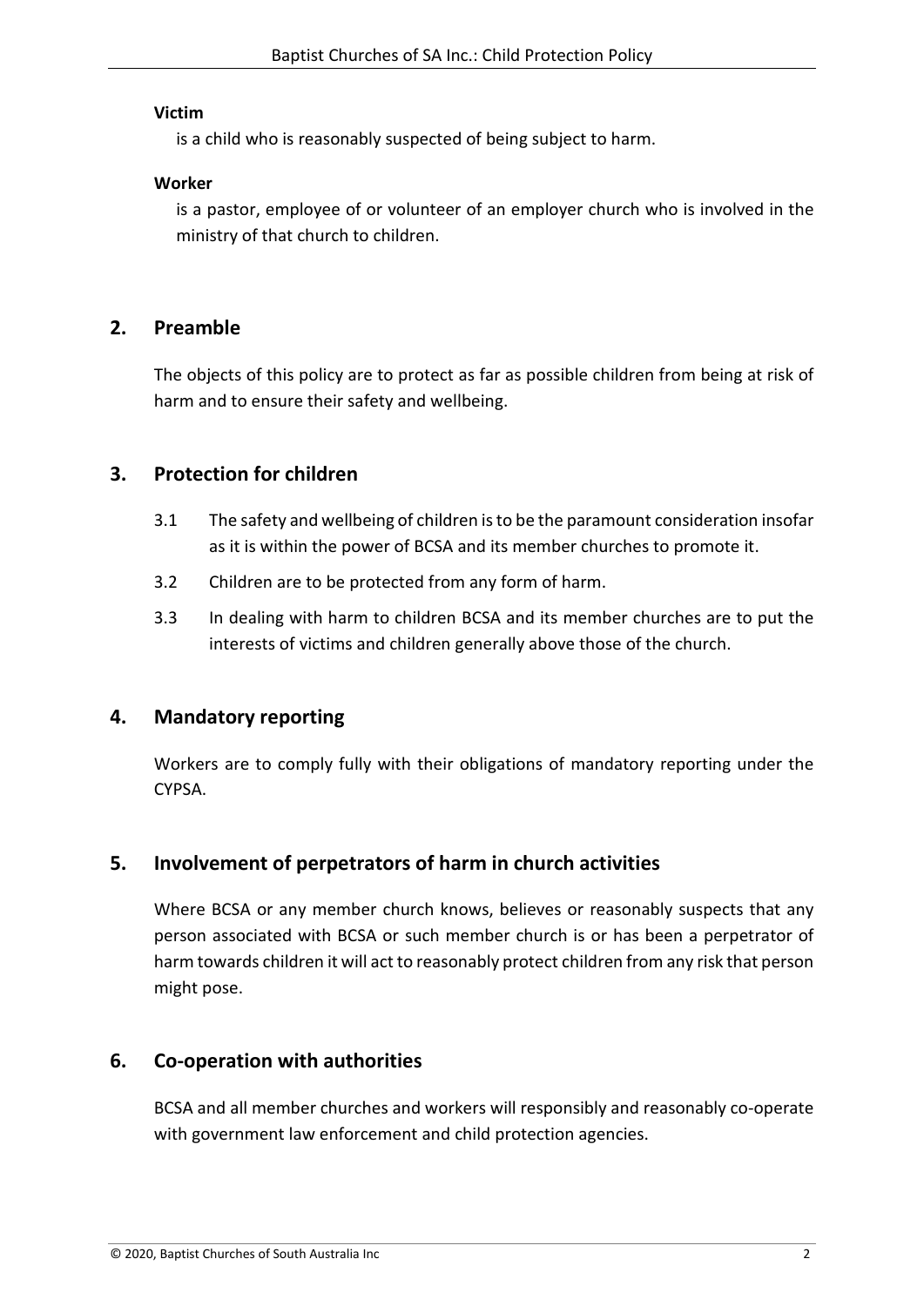**Victim**

is a child who is reasonably suspected of being subject to harm.

**Worker**

is a pastor, employee of or volunteer of an employer church who is involved in the ministry of that church to children.

## 2. Preamble

The objects of this policy are to protect as far as possible children from being at risk of harm and to ensure their safety and wellbeing.

## 3. Protection for children

3.1 The safety and wellbeing of children is to be the paramount consideration insofar as it is within the power of BCSA and its member churches to promote it.

3.2 Children are to be protected from any form of harm.

3.3 In dealing with harm to children BCSA and its member churches are to put the interests of victims and children generally above those of the church.

## 4. Mandatory reporting

Workers are to comply fully with their obligations of mandatory reporting under the CYPSA.

## 5. Involvement of perpetrators of harm in church activities

Where BCSA or any member church knows, believes or reasonably suspects that any person associated with BCSA or such member church is or has been a perpetrator of harm towards children it will act to reasonably protect children from any risk that person might pose.

## 6. Co-operation with authorities

BCSA and all member churches and workers will responsibly and reasonably co-operate with government law enforcement and child protection agencies.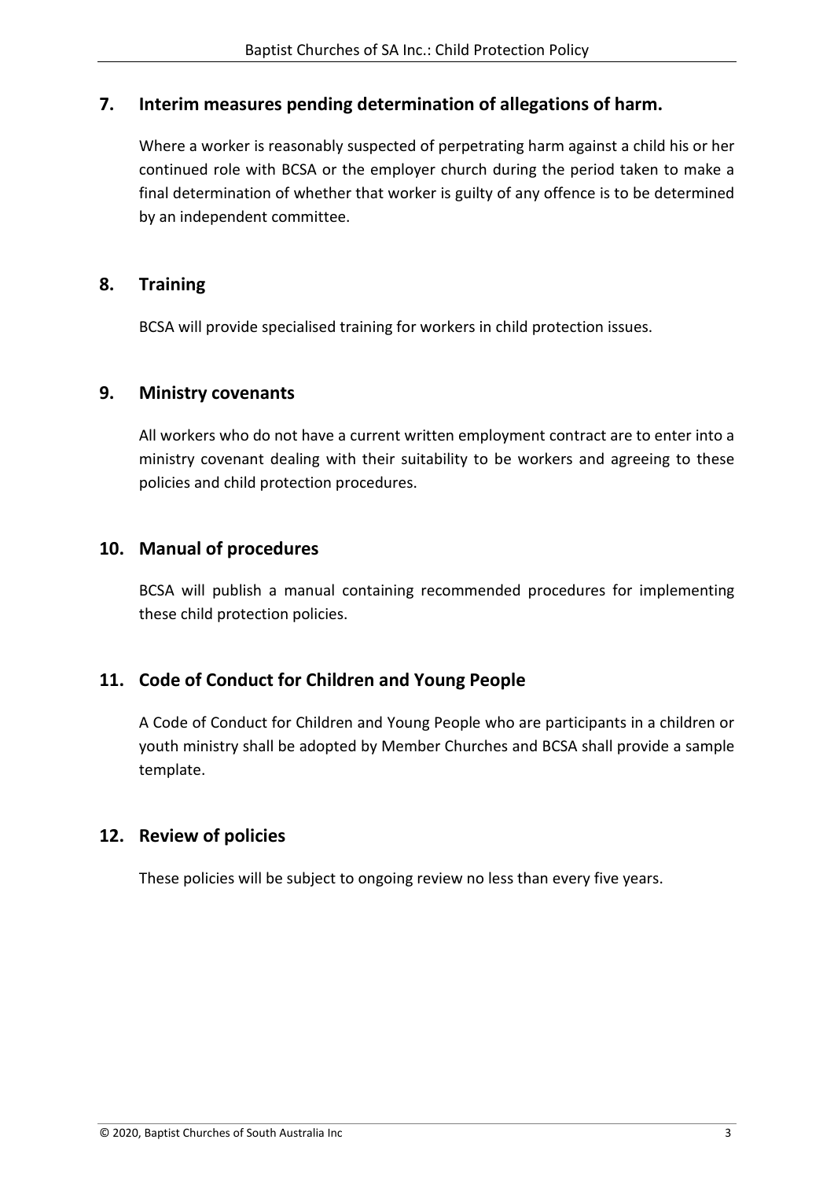## 7. Interim measures pending determination of allegations of harm.

Where a worker is reasonably suspected of perpetrating harm against a child his or her continued role with BCSA or the employer church during the period taken to make a final determination of whether that worker is guilty of any offence is to be determined by an independent committee.

## 8. Training

BCSA will provide specialised training for workers in child protection issues.

## 9. Ministry covenants

All workers who do not have a current written employment contract are to enter into a ministry covenant dealing with their suitability to be workers and agreeing to these policies and child protection procedures.

## 10. Manual of procedures

BCSA will publish a manual containing recommended procedures for implementing these child protection policies.

## 11. Code of Conduct for Children and Young People

A Code of Conduct for Children and Young People who are participants in a children or youth ministry shall be adopted by Member Churches and BCSA shall provide a sample template.

## 12. Review of policies

These policies will be subject to ongoing review no less than every five years.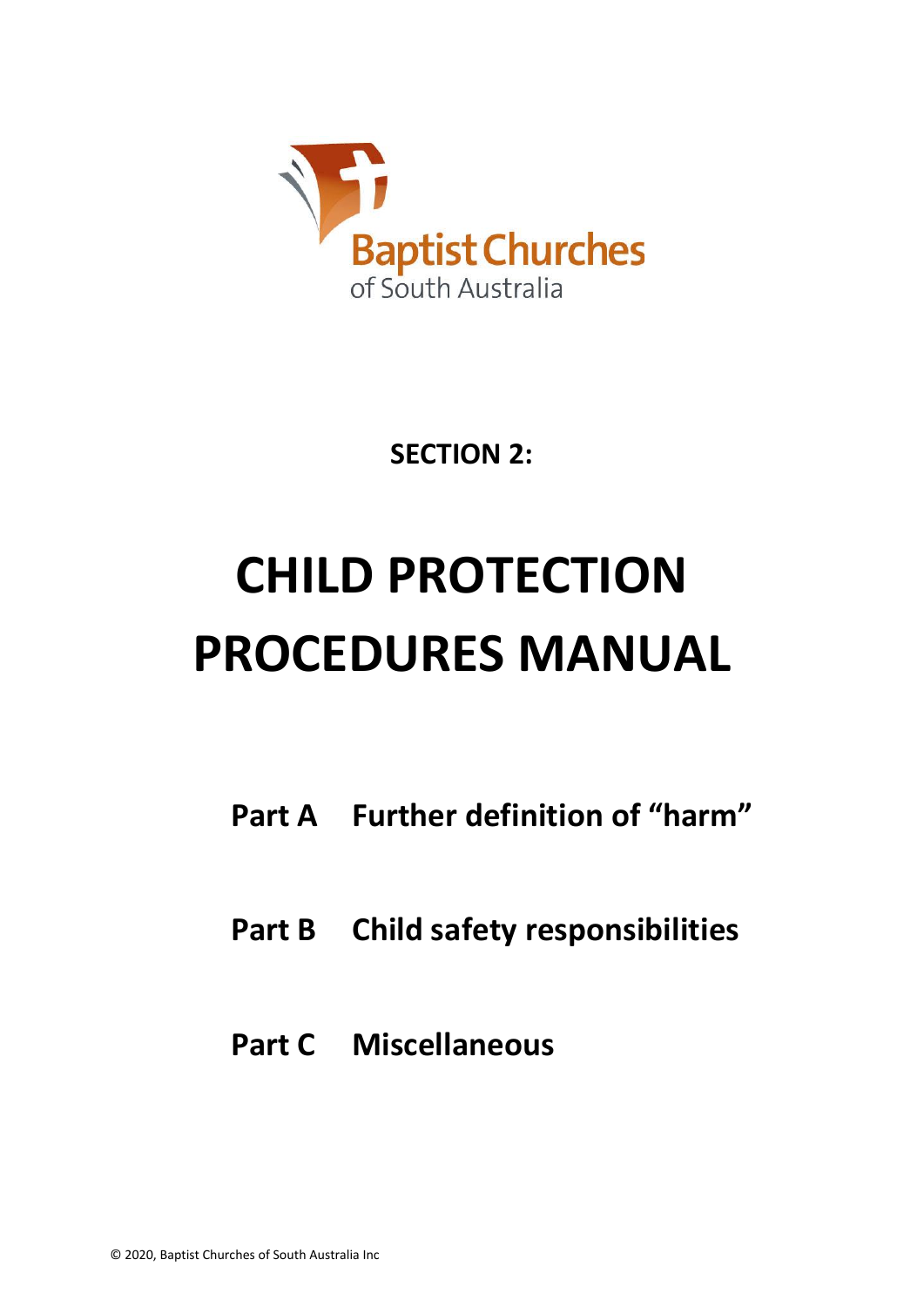Baptist Churches of South Australia

**SECTION 2:**

# CHILD PROTECTION PROCEDURES MANUAL

**Part A Further definition of "harm"**

**Part B Child safety responsibilities**

**Part C Miscellaneous**

© 2020, Baptist Churches of South Australia Inc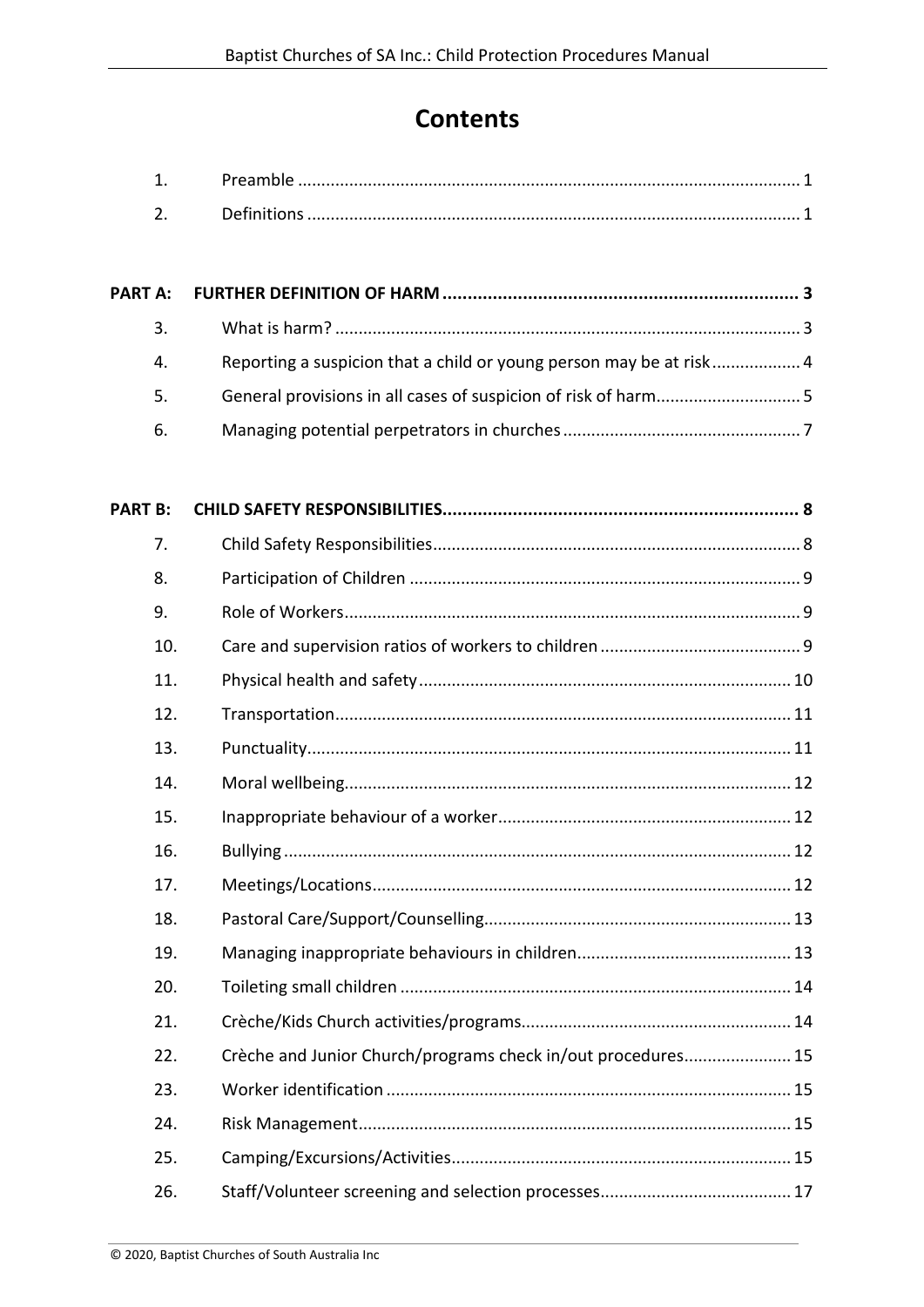# Contents

| | | |
|---|---|---|
| 1. | Preamble | 1 |
| 2. | Definitions | 1 |
| **PART A:** | **FURTHER DEFINITION OF HARM** | **3** |
| 3. | What is harm? | 3 |
| 4. | Reporting a suspicion that a child or young person may be at risk | 4 |
| 5. | General provisions in all cases of suspicion of risk of harm | 5 |
| 6. | Managing potential perpetrators in churches | 7 |
| **PART B:** | **CHILD SAFETY RESPONSIBILITIES** | **8** |
| 7. | Child Safety Responsibilities | 8 |
| 8. | Participation of Children | 9 |
| 9. | Role of Workers | 9 |
| 10. | Care and supervision ratios of workers to children | 9 |
| 11. | Physical health and safety | 10 |
| 12. | Transportation | 11 |
| 13. | Punctuality | 11 |
| 14. | Moral wellbeing | 12 |
| 15. | Inappropriate behaviour of a worker | 12 |
| 16. | Bullying | 12 |
| 17. | Meetings/Locations | 12 |
| 18. | Pastoral Care/Support/Counselling | 13 |
| 19. | Managing inappropriate behaviours in children | 13 |
| 20. | Toileting small children | 14 |
| 21. | Crèche/Kids Church activities/programs | 14 |
| 22. | Crèche and Junior Church/programs check in/out procedures | 15 |
| 23. | Worker identification | 15 |
| 24. | Risk Management | 15 |
| 25. | Camping/Excursions/Activities | 15 |
| 26. | Staff/Volunteer screening and selection processes | 17 |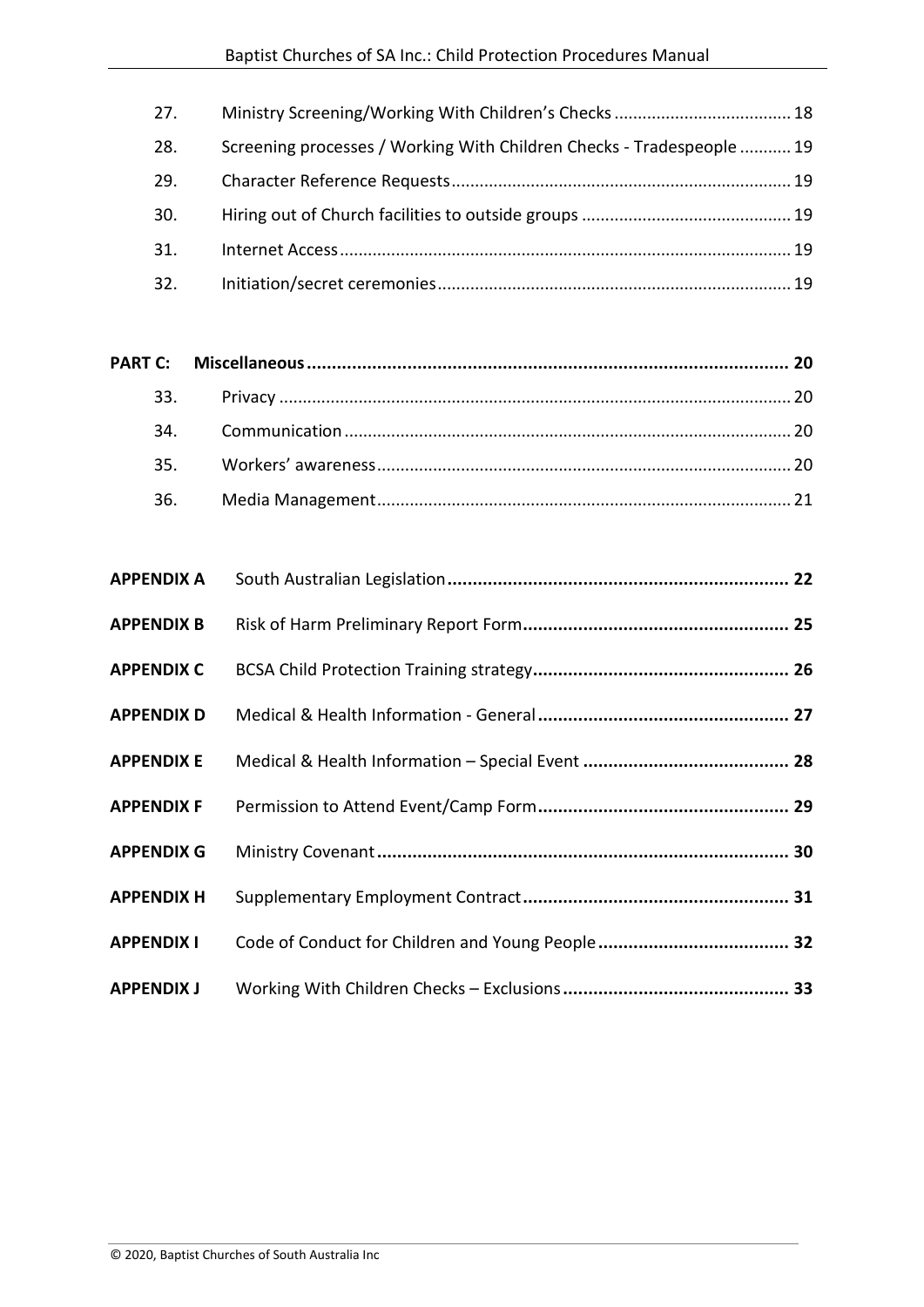| | | |
|---|---|---|
| 27. | Ministry Screening/Working With Children's Checks | 18 |
| 28. | Screening processes / Working With Children Checks - Tradespeople | 19 |
| 29. | Character Reference Requests | 19 |
| 30. | Hiring out of Church facilities to outside groups | 19 |
| 31. | Internet Access | 19 |
| 32. | Initiation/secret ceremonies | 19 |

| | | |
|---|---|---|
| **PART C:** | **Miscellaneous** | **20** |
| 33. | Privacy | 20 |
| 34. | Communication | 20 |
| 35. | Workers' awareness | 20 |
| 36. | Media Management | 21 |

| | | |
|---|---|---|
| **APPENDIX A** | South Australian Legislation | **22** |
| **APPENDIX B** | Risk of Harm Preliminary Report Form | **25** |
| **APPENDIX C** | BCSA Child Protection Training strategy | **26** |
| **APPENDIX D** | Medical & Health Information - General | **27** |
| **APPENDIX E** | Medical & Health Information – Special Event | **28** |
| **APPENDIX F** | Permission to Attend Event/Camp Form | **29** |
| **APPENDIX G** | Ministry Covenant | **30** |
| **APPENDIX H** | Supplementary Employment Contract | **31** |
| **APPENDIX I** | Code of Conduct for Children and Young People | **32** |
| **APPENDIX J** | Working With Children Checks – Exclusions | **33** |

© 2020, Baptist Churches of South Australia Inc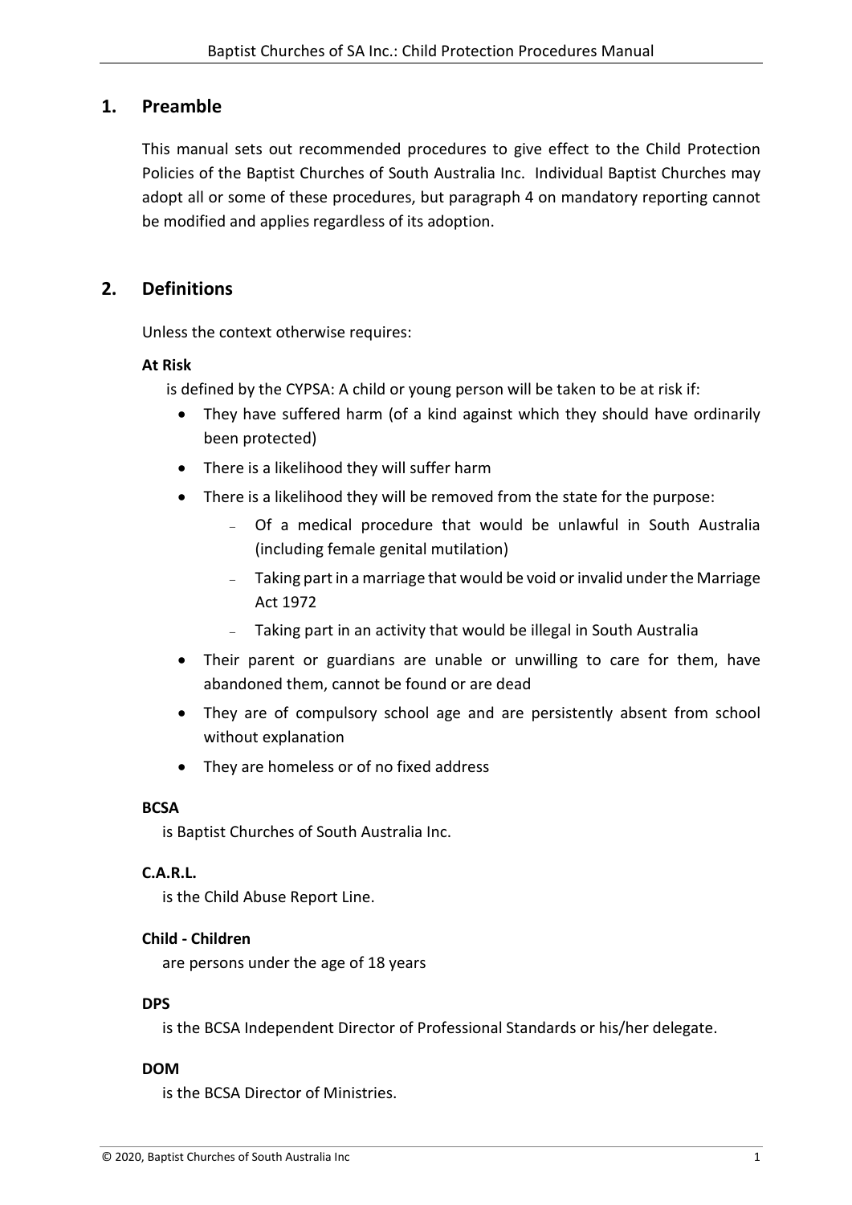## 1. Preamble

This manual sets out recommended procedures to give effect to the Child Protection Policies of the Baptist Churches of South Australia Inc. Individual Baptist Churches may adopt all or some of these procedures, but paragraph 4 on mandatory reporting cannot be modified and applies regardless of its adoption.

## 2. Definitions

Unless the context otherwise requires:

**At Risk**

is defined by the CYPSA: A child or young person will be taken to be at risk if:

- They have suffered harm (of a kind against which they should have ordinarily been protected)
- There is a likelihood they will suffer harm
- There is a likelihood they will be removed from the state for the purpose:
  - Of a medical procedure that would be unlawful in South Australia (including female genital mutilation)
  - Taking part in a marriage that would be void or invalid under the Marriage Act 1972
  - Taking part in an activity that would be illegal in South Australia
- Their parent or guardians are unable or unwilling to care for them, have abandoned them, cannot be found or are dead
- They are of compulsory school age and are persistently absent from school without explanation
- They are homeless or of no fixed address

**BCSA**

is Baptist Churches of South Australia Inc.

**C.A.R.L.**

is the Child Abuse Report Line.

**Child - Children**

are persons under the age of 18 years

**DPS**

is the BCSA Independent Director of Professional Standards or his/her delegate.

**DOM**

is the BCSA Director of Ministries.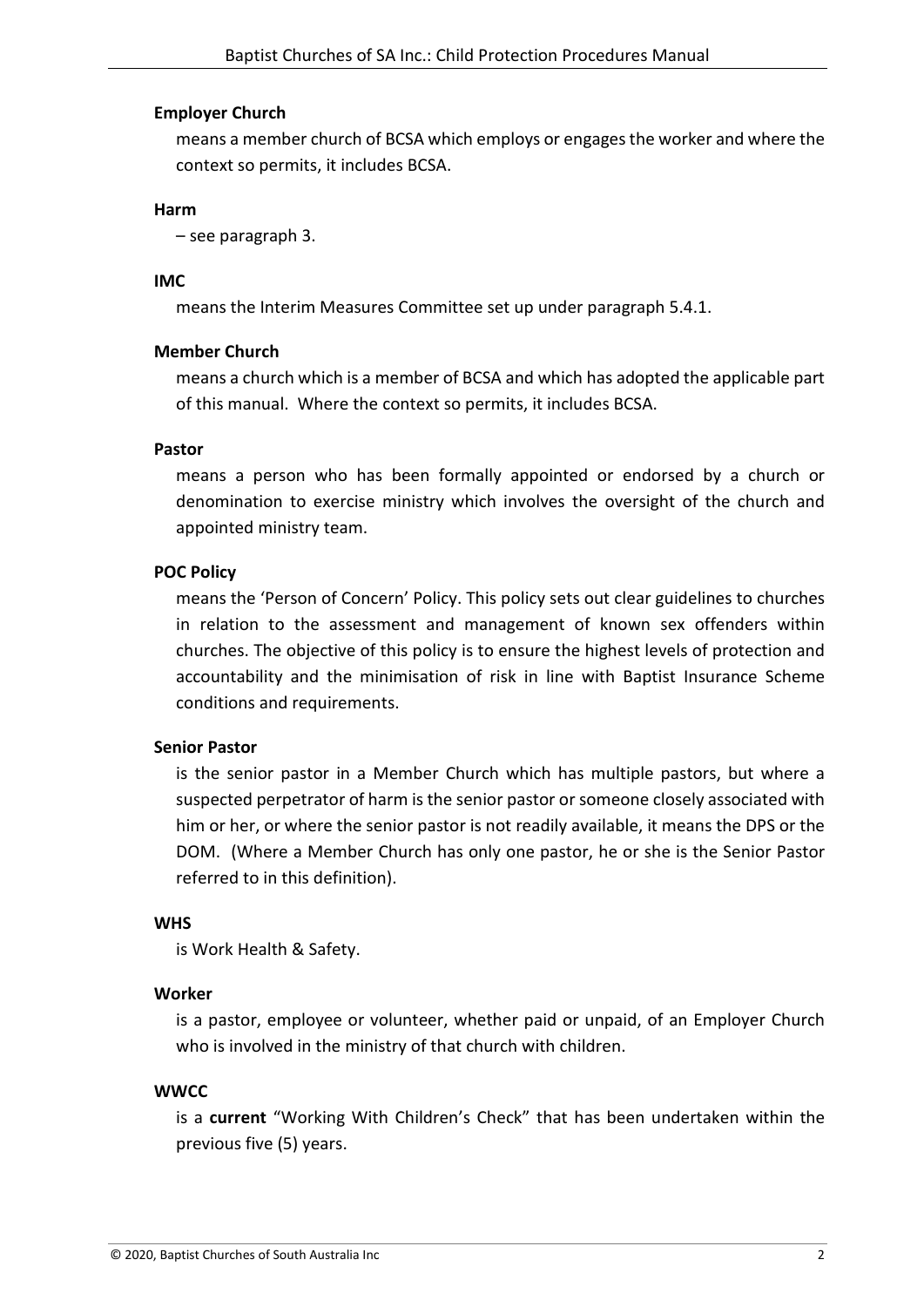**Employer Church**

means a member church of BCSA which employs or engages the worker and where the context so permits, it includes BCSA.

**Harm**

– see paragraph 3.

**IMC**

means the Interim Measures Committee set up under paragraph 5.4.1.

**Member Church**

means a church which is a member of BCSA and which has adopted the applicable part of this manual. Where the context so permits, it includes BCSA.

**Pastor**

means a person who has been formally appointed or endorsed by a church or denomination to exercise ministry which involves the oversight of the church and appointed ministry team.

**POC Policy**

means the 'Person of Concern' Policy. This policy sets out clear guidelines to churches in relation to the assessment and management of known sex offenders within churches. The objective of this policy is to ensure the highest levels of protection and accountability and the minimisation of risk in line with Baptist Insurance Scheme conditions and requirements.

**Senior Pastor**

is the senior pastor in a Member Church which has multiple pastors, but where a suspected perpetrator of harm is the senior pastor or someone closely associated with him or her, or where the senior pastor is not readily available, it means the DPS or the DOM. (Where a Member Church has only one pastor, he or she is the Senior Pastor referred to in this definition).

**WHS**

is Work Health & Safety.

**Worker**

is a pastor, employee or volunteer, whether paid or unpaid, of an Employer Church who is involved in the ministry of that church with children.

**WWCC**

is a **current** "Working With Children's Check" that has been undertaken within the previous five (5) years.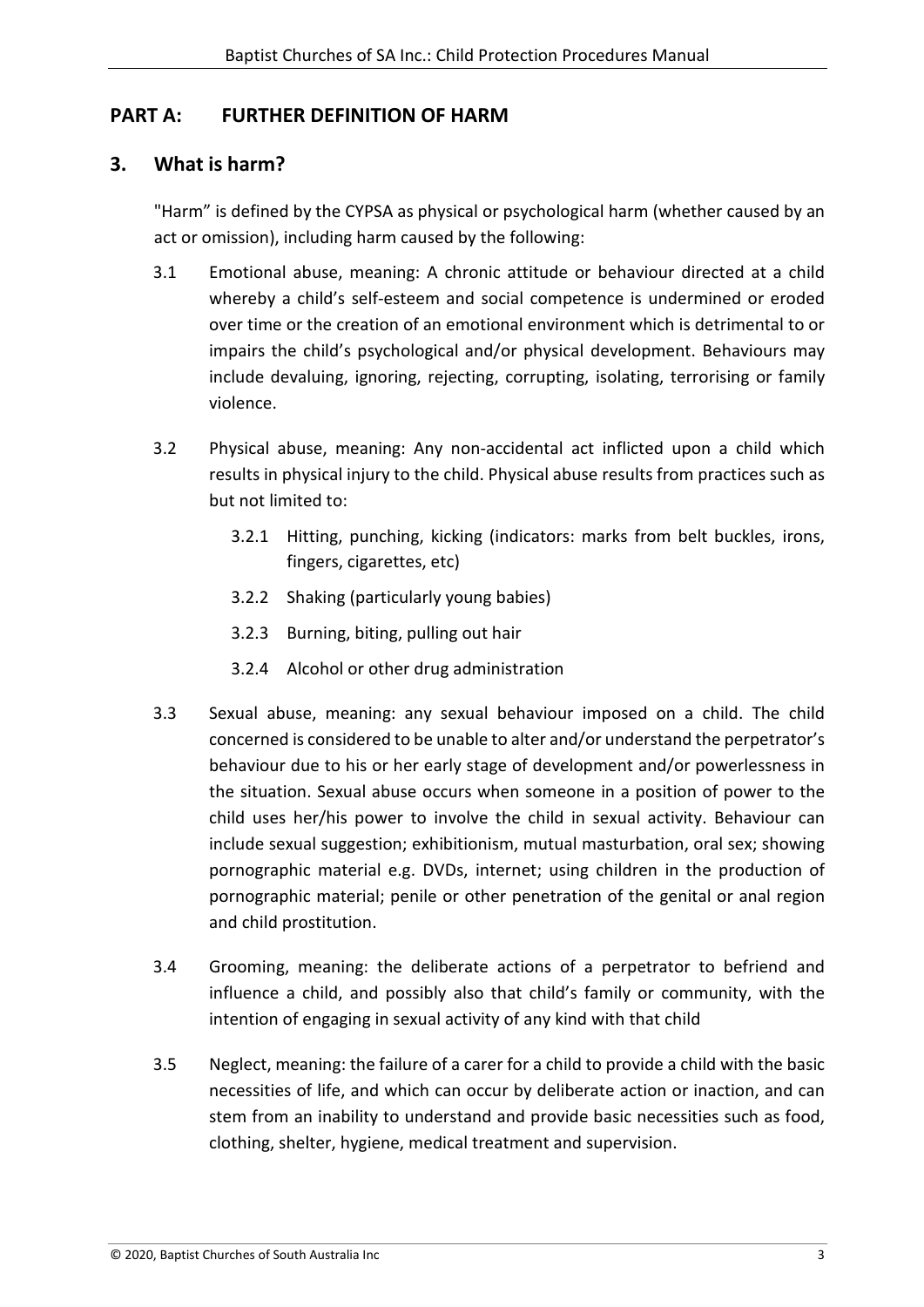## PART A: FURTHER DEFINITION OF HARM

### 3. What is harm?

"Harm" is defined by the CYPSA as physical or psychological harm (whether caused by an act or omission), including harm caused by the following:

3.1 Emotional abuse, meaning: A chronic attitude or behaviour directed at a child whereby a child's self-esteem and social competence is undermined or eroded over time or the creation of an emotional environment which is detrimental to or impairs the child's psychological and/or physical development. Behaviours may include devaluing, ignoring, rejecting, corrupting, isolating, terrorising or family violence.

3.2 Physical abuse, meaning: Any non-accidental act inflicted upon a child which results in physical injury to the child. Physical abuse results from practices such as but not limited to:

- 3.2.1 Hitting, punching, kicking (indicators: marks from belt buckles, irons, fingers, cigarettes, etc)
- 3.2.2 Shaking (particularly young babies)
- 3.2.3 Burning, biting, pulling out hair
- 3.2.4 Alcohol or other drug administration

3.3 Sexual abuse, meaning: any sexual behaviour imposed on a child. The child concerned is considered to be unable to alter and/or understand the perpetrator's behaviour due to his or her early stage of development and/or powerlessness in the situation. Sexual abuse occurs when someone in a position of power to the child uses her/his power to involve the child in sexual activity. Behaviour can include sexual suggestion; exhibitionism, mutual masturbation, oral sex; showing pornographic material e.g. DVDs, internet; using children in the production of pornographic material; penile or other penetration of the genital or anal region and child prostitution.

3.4 Grooming, meaning: the deliberate actions of a perpetrator to befriend and influence a child, and possibly also that child's family or community, with the intention of engaging in sexual activity of any kind with that child

3.5 Neglect, meaning: the failure of a carer for a child to provide a child with the basic necessities of life, and which can occur by deliberate action or inaction, and can stem from an inability to understand and provide basic necessities such as food, clothing, shelter, hygiene, medical treatment and supervision.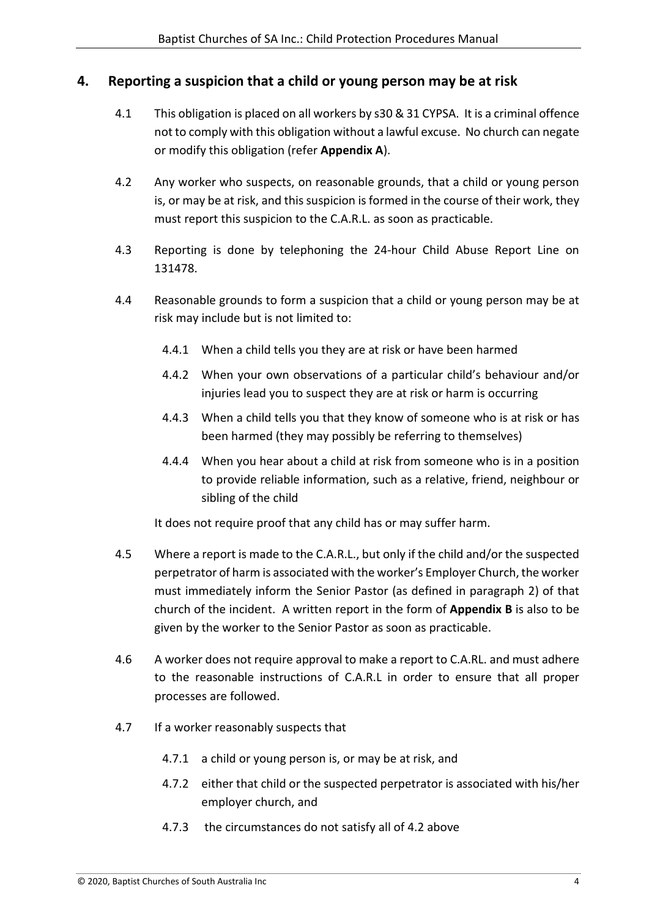## 4. Reporting a suspicion that a child or young person may be at risk

4.1 This obligation is placed on all workers by s30 & 31 CYPSA. It is a criminal offence not to comply with this obligation without a lawful excuse. No church can negate or modify this obligation (refer **Appendix A**).

4.2 Any worker who suspects, on reasonable grounds, that a child or young person is, or may be at risk, and this suspicion is formed in the course of their work, they must report this suspicion to the C.A.R.L. as soon as practicable.

4.3 Reporting is done by telephoning the 24-hour Child Abuse Report Line on 131478.

4.4 Reasonable grounds to form a suspicion that a child or young person may be at risk may include but is not limited to:

- 4.4.1 When a child tells you they are at risk or have been harmed
- 4.4.2 When your own observations of a particular child's behaviour and/or injuries lead you to suspect they are at risk or harm is occurring
- 4.4.3 When a child tells you that they know of someone who is at risk or has been harmed (they may possibly be referring to themselves)
- 4.4.4 When you hear about a child at risk from someone who is in a position to provide reliable information, such as a relative, friend, neighbour or sibling of the child

It does not require proof that any child has or may suffer harm.

4.5 Where a report is made to the C.A.R.L., but only if the child and/or the suspected perpetrator of harm is associated with the worker's Employer Church, the worker must immediately inform the Senior Pastor (as defined in paragraph 2) of that church of the incident. A written report in the form of **Appendix B** is also to be given by the worker to the Senior Pastor as soon as practicable.

4.6 A worker does not require approval to make a report to C.A.RL. and must adhere to the reasonable instructions of C.A.R.L in order to ensure that all proper processes are followed.

4.7 If a worker reasonably suspects that

- 4.7.1 a child or young person is, or may be at risk, and
- 4.7.2 either that child or the suspected perpetrator is associated with his/her employer church, and
- 4.7.3 the circumstances do not satisfy all of 4.2 above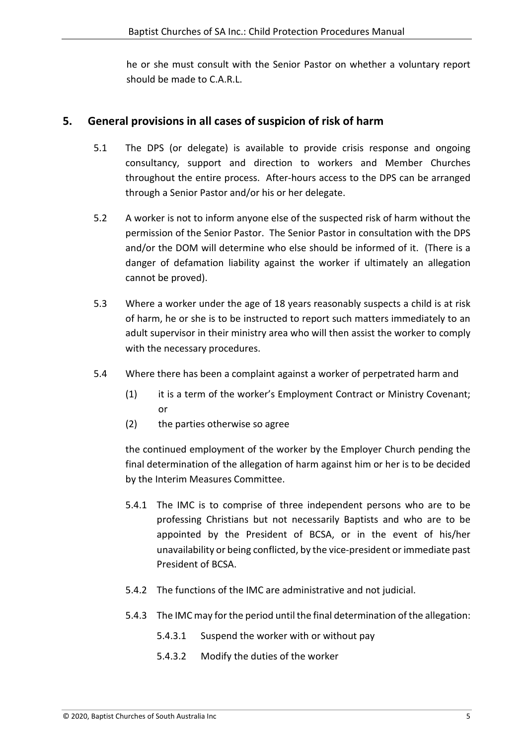he or she must consult with the Senior Pastor on whether a voluntary report should be made to C.A.R.L.

## 5. General provisions in all cases of suspicion of risk of harm

5.1 The DPS (or delegate) is available to provide crisis response and ongoing consultancy, support and direction to workers and Member Churches throughout the entire process. After-hours access to the DPS can be arranged through a Senior Pastor and/or his or her delegate.

5.2 A worker is not to inform anyone else of the suspected risk of harm without the permission of the Senior Pastor. The Senior Pastor in consultation with the DPS and/or the DOM will determine who else should be informed of it. (There is a danger of defamation liability against the worker if ultimately an allegation cannot be proved).

5.3 Where a worker under the age of 18 years reasonably suspects a child is at risk of harm, he or she is to be instructed to report such matters immediately to an adult supervisor in their ministry area who will then assist the worker to comply with the necessary procedures.

5.4 Where there has been a complaint against a worker of perpetrated harm and

(1) it is a term of the worker's Employment Contract or Ministry Covenant; or

(2) the parties otherwise so agree

the continued employment of the worker by the Employer Church pending the final determination of the allegation of harm against him or her is to be decided by the Interim Measures Committee.

5.4.1 The IMC is to comprise of three independent persons who are to be professing Christians but not necessarily Baptists and who are to be appointed by the President of BCSA, or in the event of his/her unavailability or being conflicted, by the vice-president or immediate past President of BCSA.

5.4.2 The functions of the IMC are administrative and not judicial.

5.4.3 The IMC may for the period until the final determination of the allegation:

5.4.3.1 Suspend the worker with or without pay

5.4.3.2 Modify the duties of the worker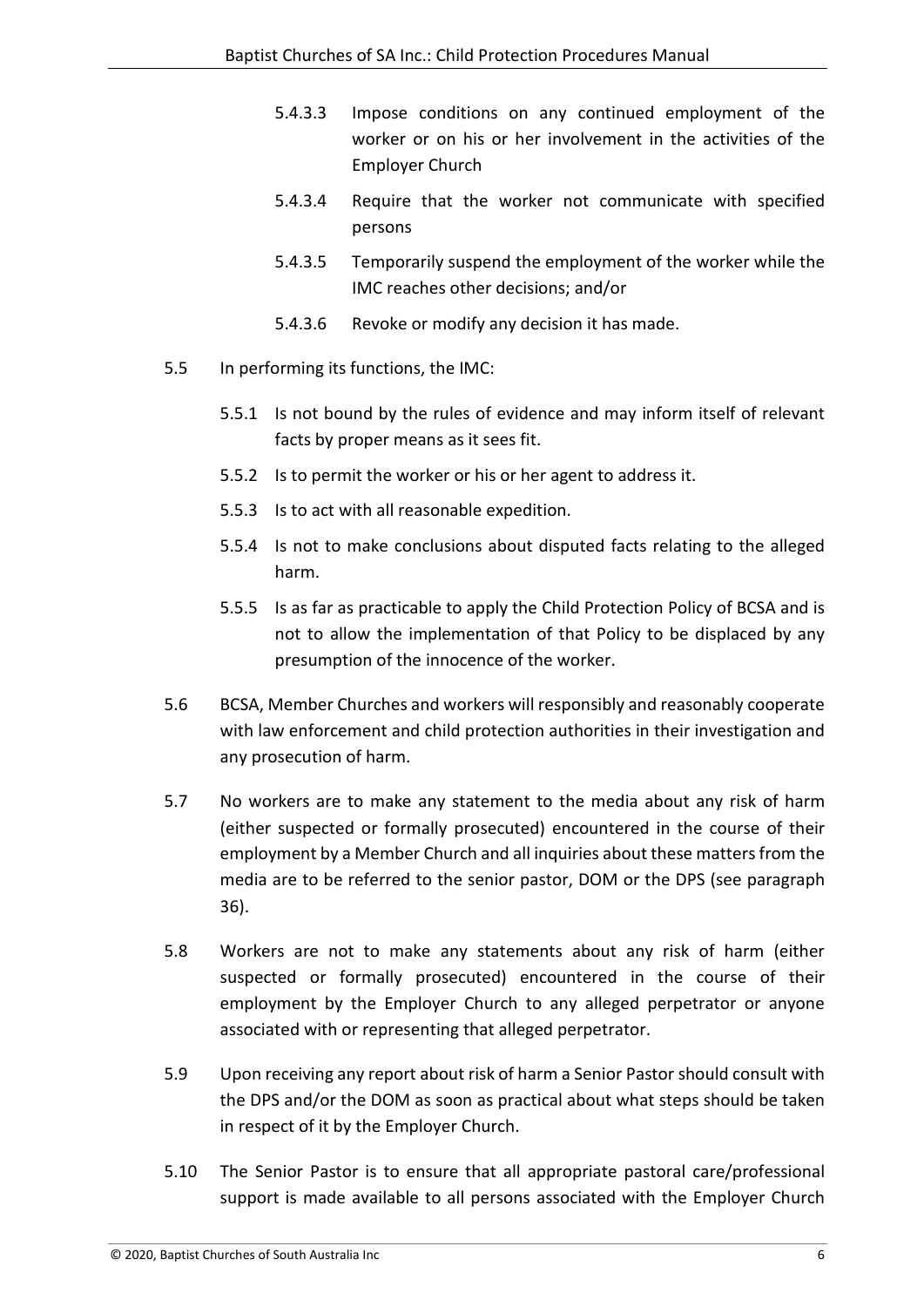5.4.3.3 Impose conditions on any continued employment of the worker or on his or her involvement in the activities of the Employer Church

5.4.3.4 Require that the worker not communicate with specified persons

5.4.3.5 Temporarily suspend the employment of the worker while the IMC reaches other decisions; and/or

5.4.3.6 Revoke or modify any decision it has made.

5.5 In performing its functions, the IMC:

5.5.1 Is not bound by the rules of evidence and may inform itself of relevant facts by proper means as it sees fit.

5.5.2 Is to permit the worker or his or her agent to address it.

5.5.3 Is to act with all reasonable expedition.

5.5.4 Is not to make conclusions about disputed facts relating to the alleged harm.

5.5.5 Is as far as practicable to apply the Child Protection Policy of BCSA and is not to allow the implementation of that Policy to be displaced by any presumption of the innocence of the worker.

5.6 BCSA, Member Churches and workers will responsibly and reasonably cooperate with law enforcement and child protection authorities in their investigation and any prosecution of harm.

5.7 No workers are to make any statement to the media about any risk of harm (either suspected or formally prosecuted) encountered in the course of their employment by a Member Church and all inquiries about these matters from the media are to be referred to the senior pastor, DOM or the DPS (see paragraph 36).

5.8 Workers are not to make any statements about any risk of harm (either suspected or formally prosecuted) encountered in the course of their employment by the Employer Church to any alleged perpetrator or anyone associated with or representing that alleged perpetrator.

5.9 Upon receiving any report about risk of harm a Senior Pastor should consult with the DPS and/or the DOM as soon as practical about what steps should be taken in respect of it by the Employer Church.

5.10 The Senior Pastor is to ensure that all appropriate pastoral care/professional support is made available to all persons associated with the Employer Church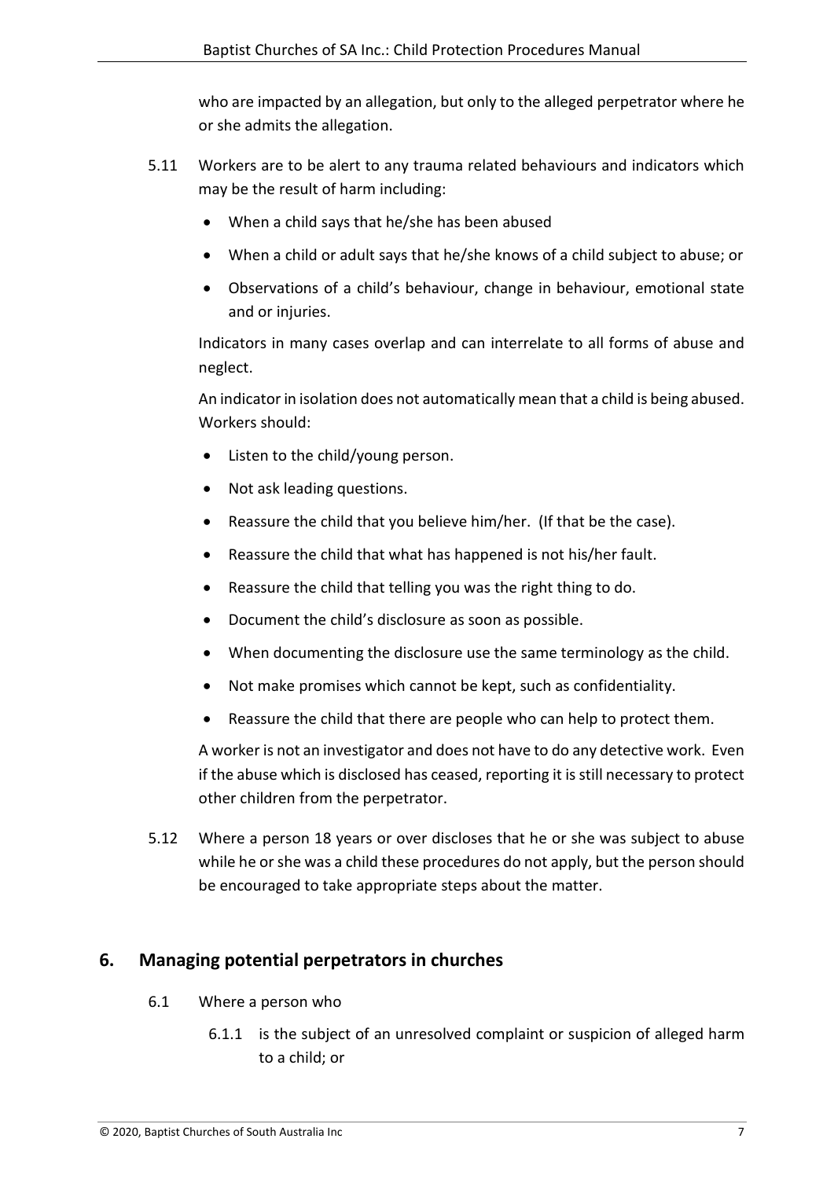who are impacted by an allegation, but only to the alleged perpetrator where he or she admits the allegation.

5.11 Workers are to be alert to any trauma related behaviours and indicators which may be the result of harm including:

- When a child says that he/she has been abused
- When a child or adult says that he/she knows of a child subject to abuse; or
- Observations of a child's behaviour, change in behaviour, emotional state and or injuries.

Indicators in many cases overlap and can interrelate to all forms of abuse and neglect.

An indicator in isolation does not automatically mean that a child is being abused. Workers should:

- Listen to the child/young person.
- Not ask leading questions.
- Reassure the child that you believe him/her. (If that be the case).
- Reassure the child that what has happened is not his/her fault.
- Reassure the child that telling you was the right thing to do.
- Document the child's disclosure as soon as possible.
- When documenting the disclosure use the same terminology as the child.
- Not make promises which cannot be kept, such as confidentiality.
- Reassure the child that there are people who can help to protect them.

A worker is not an investigator and does not have to do any detective work. Even if the abuse which is disclosed has ceased, reporting it is still necessary to protect other children from the perpetrator.

5.12 Where a person 18 years or over discloses that he or she was subject to abuse while he or she was a child these procedures do not apply, but the person should be encouraged to take appropriate steps about the matter.

## 6. Managing potential perpetrators in churches

6.1 Where a person who

6.1.1 is the subject of an unresolved complaint or suspicion of alleged harm to a child; or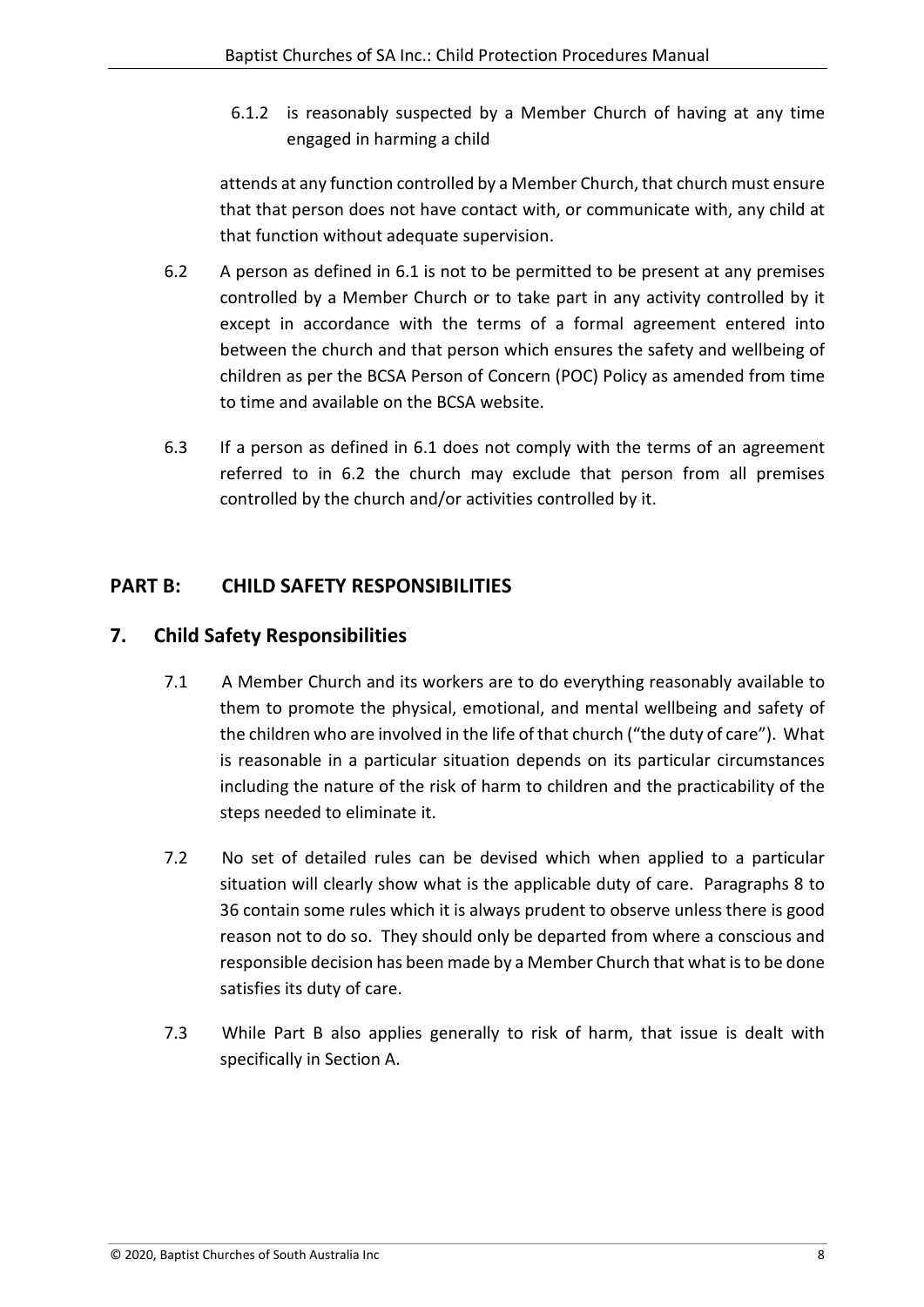6.1.2 is reasonably suspected by a Member Church of having at any time engaged in harming a child

attends at any function controlled by a Member Church, that church must ensure that that person does not have contact with, or communicate with, any child at that function without adequate supervision.

6.2 A person as defined in 6.1 is not to be permitted to be present at any premises controlled by a Member Church or to take part in any activity controlled by it except in accordance with the terms of a formal agreement entered into between the church and that person which ensures the safety and wellbeing of children as per the BCSA Person of Concern (POC) Policy as amended from time to time and available on the BCSA website.

6.3 If a person as defined in 6.1 does not comply with the terms of an agreement referred to in 6.2 the church may exclude that person from all premises controlled by the church and/or activities controlled by it.

## PART B: CHILD SAFETY RESPONSIBILITIES

## 7. Child Safety Responsibilities

7.1 A Member Church and its workers are to do everything reasonably available to them to promote the physical, emotional, and mental wellbeing and safety of the children who are involved in the life of that church ("the duty of care"). What is reasonable in a particular situation depends on its particular circumstances including the nature of the risk of harm to children and the practicability of the steps needed to eliminate it.

7.2 No set of detailed rules can be devised which when applied to a particular situation will clearly show what is the applicable duty of care. Paragraphs 8 to 36 contain some rules which it is always prudent to observe unless there is good reason not to do so. They should only be departed from where a conscious and responsible decision has been made by a Member Church that what is to be done satisfies its duty of care.

7.3 While Part B also applies generally to risk of harm, that issue is dealt with specifically in Section A.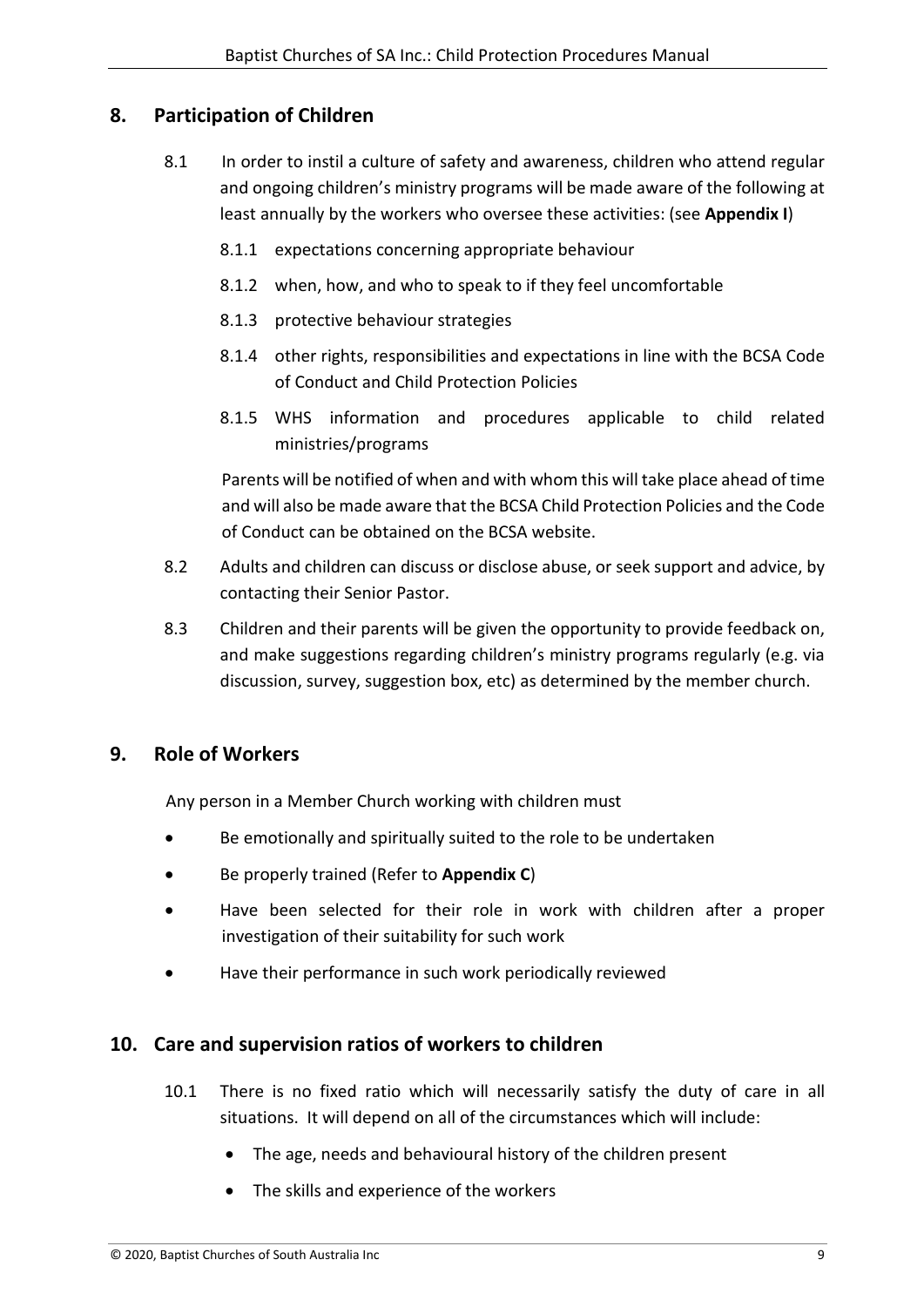## 8. Participation of Children

8.1 In order to instil a culture of safety and awareness, children who attend regular and ongoing children's ministry programs will be made aware of the following at least annually by the workers who oversee these activities: (see **Appendix I**)

- 8.1.1 expectations concerning appropriate behaviour
- 8.1.2 when, how, and who to speak to if they feel uncomfortable
- 8.1.3 protective behaviour strategies
- 8.1.4 other rights, responsibilities and expectations in line with the BCSA Code of Conduct and Child Protection Policies
- 8.1.5 WHS information and procedures applicable to child related ministries/programs

Parents will be notified of when and with whom this will take place ahead of time and will also be made aware that the BCSA Child Protection Policies and the Code of Conduct can be obtained on the BCSA website.

8.2 Adults and children can discuss or disclose abuse, or seek support and advice, by contacting their Senior Pastor.

8.3 Children and their parents will be given the opportunity to provide feedback on, and make suggestions regarding children's ministry programs regularly (e.g. via discussion, survey, suggestion box, etc) as determined by the member church.

## 9. Role of Workers

Any person in a Member Church working with children must

- Be emotionally and spiritually suited to the role to be undertaken
- Be properly trained (Refer to **Appendix C**)
- Have been selected for their role in work with children after a proper investigation of their suitability for such work
- Have their performance in such work periodically reviewed

## 10. Care and supervision ratios of workers to children

10.1 There is no fixed ratio which will necessarily satisfy the duty of care in all situations. It will depend on all of the circumstances which will include:

- The age, needs and behavioural history of the children present
- The skills and experience of the workers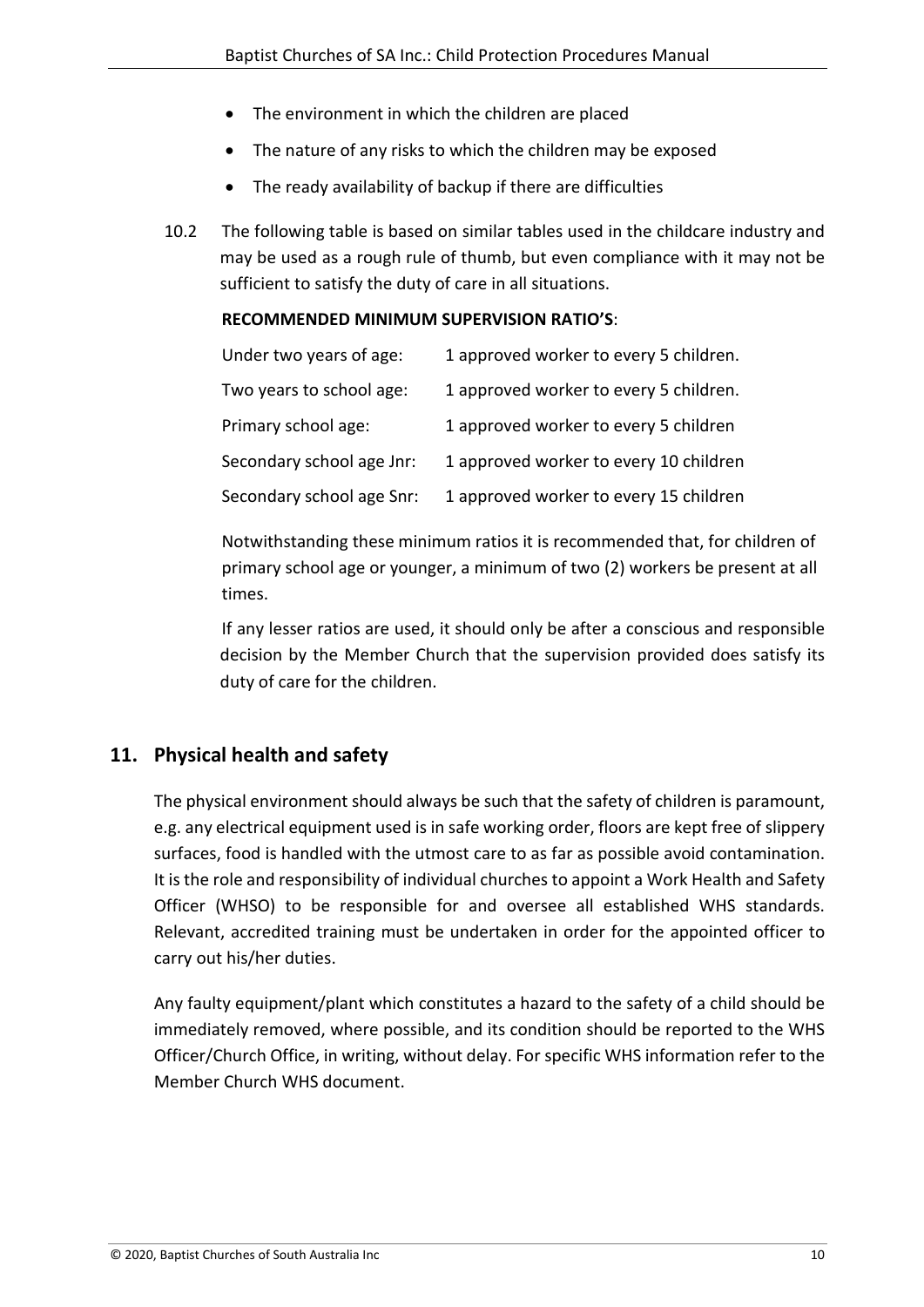- The environment in which the children are placed
- The nature of any risks to which the children may be exposed
- The ready availability of backup if there are difficulties

10.2 The following table is based on similar tables used in the childcare industry and may be used as a rough rule of thumb, but even compliance with it may not be sufficient to satisfy the duty of care in all situations.

**RECOMMENDED MINIMUM SUPERVISION RATIO'S**:

| | |
|---|---|
| Under two years of age: | 1 approved worker to every 5 children. |
| Two years to school age: | 1 approved worker to every 5 children. |
| Primary school age: | 1 approved worker to every 5 children |
| Secondary school age Jnr: | 1 approved worker to every 10 children |
| Secondary school age Snr: | 1 approved worker to every 15 children |

Notwithstanding these minimum ratios it is recommended that, for children of primary school age or younger, a minimum of two (2) workers be present at all times.

If any lesser ratios are used, it should only be after a conscious and responsible decision by the Member Church that the supervision provided does satisfy its duty of care for the children.

## 11. Physical health and safety

The physical environment should always be such that the safety of children is paramount, e.g. any electrical equipment used is in safe working order, floors are kept free of slippery surfaces, food is handled with the utmost care to as far as possible avoid contamination. It is the role and responsibility of individual churches to appoint a Work Health and Safety Officer (WHSO) to be responsible for and oversee all established WHS standards. Relevant, accredited training must be undertaken in order for the appointed officer to carry out his/her duties.

Any faulty equipment/plant which constitutes a hazard to the safety of a child should be immediately removed, where possible, and its condition should be reported to the WHS Officer/Church Office, in writing, without delay. For specific WHS information refer to the Member Church WHS document.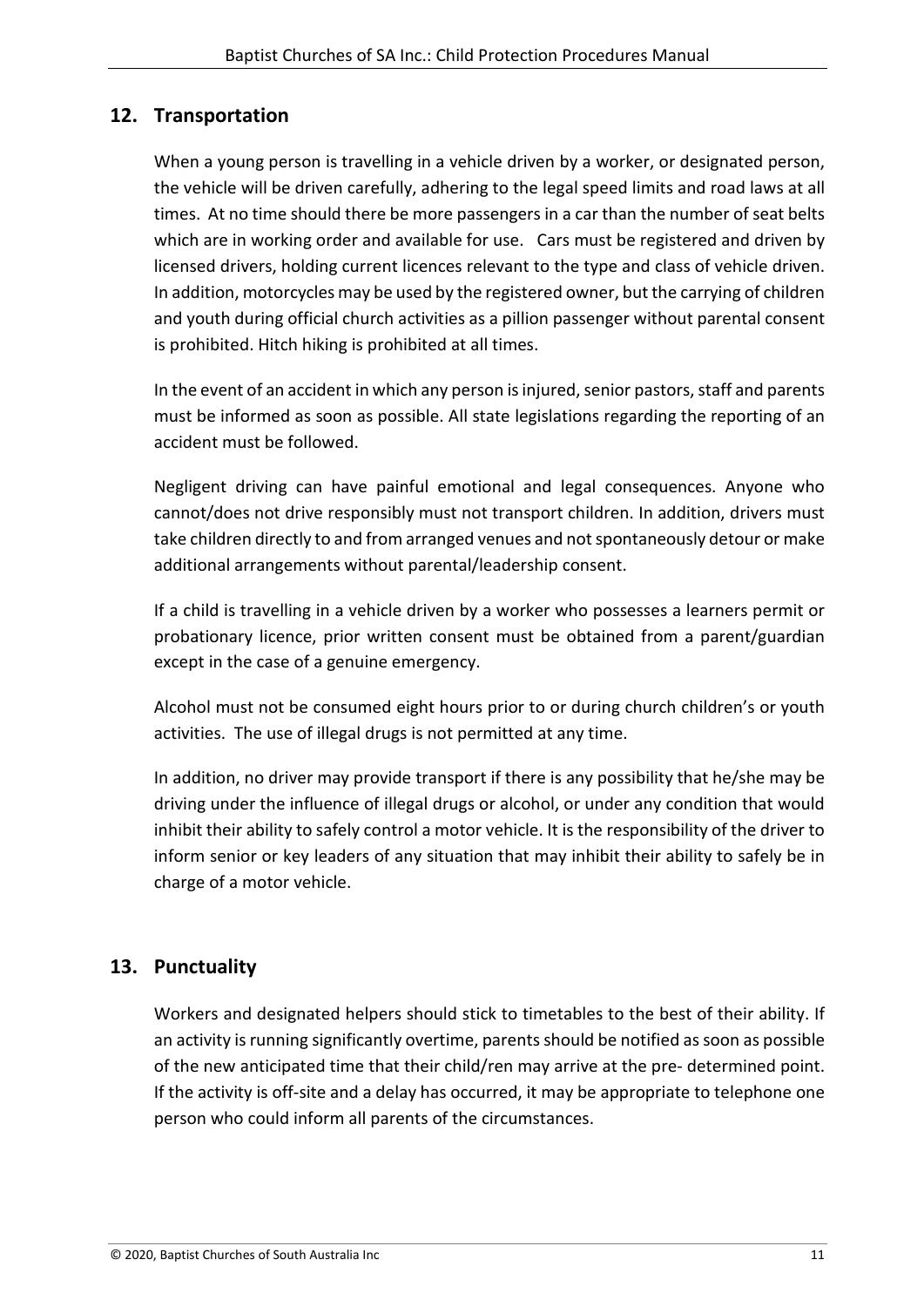## 12. Transportation

When a young person is travelling in a vehicle driven by a worker, or designated person, the vehicle will be driven carefully, adhering to the legal speed limits and road laws at all times. At no time should there be more passengers in a car than the number of seat belts which are in working order and available for use. Cars must be registered and driven by licensed drivers, holding current licences relevant to the type and class of vehicle driven. In addition, motorcycles may be used by the registered owner, but the carrying of children and youth during official church activities as a pillion passenger without parental consent is prohibited. Hitch hiking is prohibited at all times.

In the event of an accident in which any person is injured, senior pastors, staff and parents must be informed as soon as possible. All state legislations regarding the reporting of an accident must be followed.

Negligent driving can have painful emotional and legal consequences. Anyone who cannot/does not drive responsibly must not transport children. In addition, drivers must take children directly to and from arranged venues and not spontaneously detour or make additional arrangements without parental/leadership consent.

If a child is travelling in a vehicle driven by a worker who possesses a learners permit or probationary licence, prior written consent must be obtained from a parent/guardian except in the case of a genuine emergency.

Alcohol must not be consumed eight hours prior to or during church children's or youth activities. The use of illegal drugs is not permitted at any time.

In addition, no driver may provide transport if there is any possibility that he/she may be driving under the influence of illegal drugs or alcohol, or under any condition that would inhibit their ability to safely control a motor vehicle. It is the responsibility of the driver to inform senior or key leaders of any situation that may inhibit their ability to safely be in charge of a motor vehicle.

## 13. Punctuality

Workers and designated helpers should stick to timetables to the best of their ability. If an activity is running significantly overtime, parents should be notified as soon as possible of the new anticipated time that their child/ren may arrive at the pre- determined point. If the activity is off-site and a delay has occurred, it may be appropriate to telephone one person who could inform all parents of the circumstances.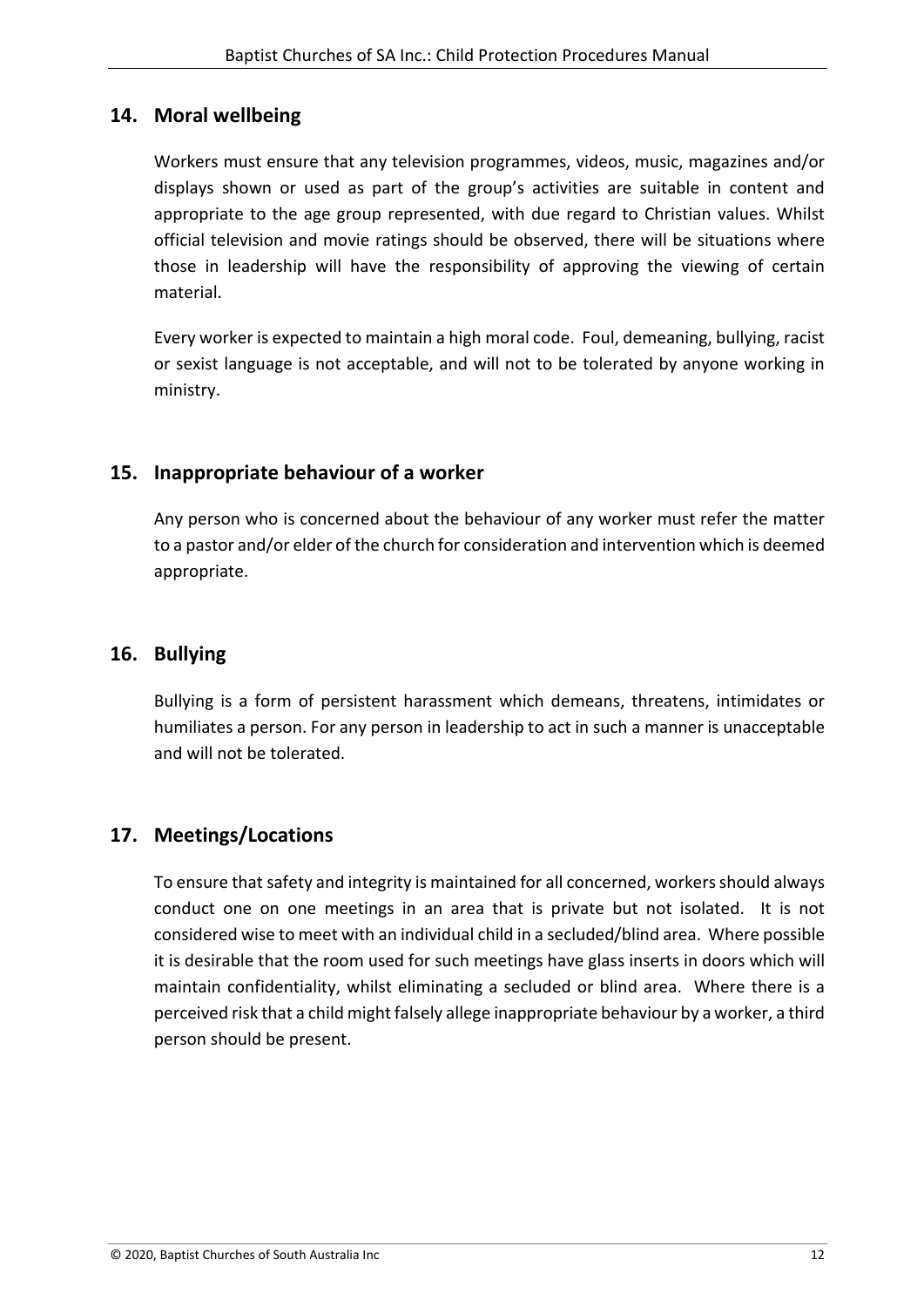## 14. Moral wellbeing

Workers must ensure that any television programmes, videos, music, magazines and/or displays shown or used as part of the group's activities are suitable in content and appropriate to the age group represented, with due regard to Christian values. Whilst official television and movie ratings should be observed, there will be situations where those in leadership will have the responsibility of approving the viewing of certain material.

Every worker is expected to maintain a high moral code. Foul, demeaning, bullying, racist or sexist language is not acceptable, and will not to be tolerated by anyone working in ministry.

## 15. Inappropriate behaviour of a worker

Any person who is concerned about the behaviour of any worker must refer the matter to a pastor and/or elder of the church for consideration and intervention which is deemed appropriate.

## 16. Bullying

Bullying is a form of persistent harassment which demeans, threatens, intimidates or humiliates a person. For any person in leadership to act in such a manner is unacceptable and will not be tolerated.

## 17. Meetings/Locations

To ensure that safety and integrity is maintained for all concerned, workers should always conduct one on one meetings in an area that is private but not isolated. It is not considered wise to meet with an individual child in a secluded/blind area. Where possible it is desirable that the room used for such meetings have glass inserts in doors which will maintain confidentiality, whilst eliminating a secluded or blind area. Where there is a perceived risk that a child might falsely allege inappropriate behaviour by a worker, a third person should be present.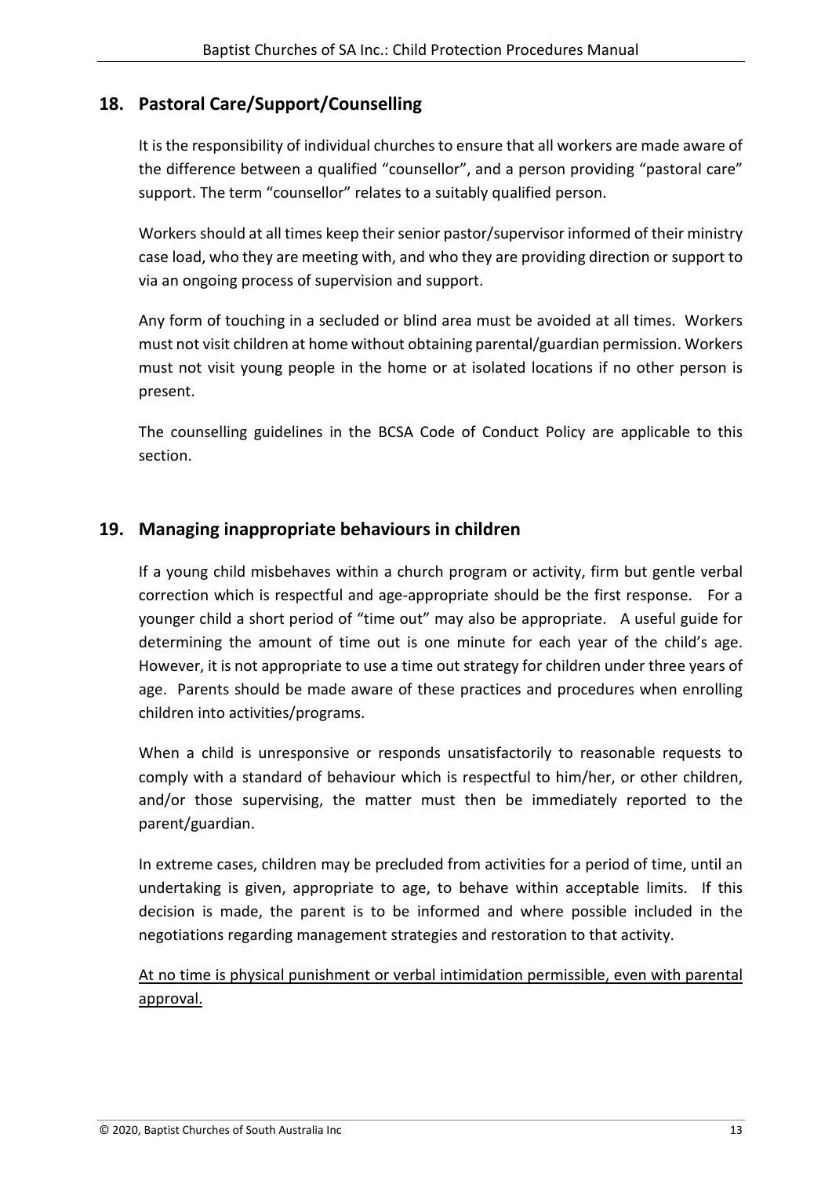## 18. Pastoral Care/Support/Counselling

It is the responsibility of individual churches to ensure that all workers are made aware of the difference between a qualified "counsellor", and a person providing "pastoral care" support. The term "counsellor" relates to a suitably qualified person.

Workers should at all times keep their senior pastor/supervisor informed of their ministry case load, who they are meeting with, and who they are providing direction or support to via an ongoing process of supervision and support.

Any form of touching in a secluded or blind area must be avoided at all times. Workers must not visit children at home without obtaining parental/guardian permission. Workers must not visit young people in the home or at isolated locations if no other person is present.

The counselling guidelines in the BCSA Code of Conduct Policy are applicable to this section.

## 19. Managing inappropriate behaviours in children

If a young child misbehaves within a church program or activity, firm but gentle verbal correction which is respectful and age-appropriate should be the first response. For a younger child a short period of "time out" may also be appropriate. A useful guide for determining the amount of time out is one minute for each year of the child's age. However, it is not appropriate to use a time out strategy for children under three years of age. Parents should be made aware of these practices and procedures when enrolling children into activities/programs.

When a child is unresponsive or responds unsatisfactorily to reasonable requests to comply with a standard of behaviour which is respectful to him/her, or other children, and/or those supervising, the matter must then be immediately reported to the parent/guardian.

In extreme cases, children may be precluded from activities for a period of time, until an undertaking is given, appropriate to age, to behave within acceptable limits. If this decision is made, the parent is to be informed and where possible included in the negotiations regarding management strategies and restoration to that activity.

<u>At no time is physical punishment or verbal intimidation permissible, even with parental approval.</u>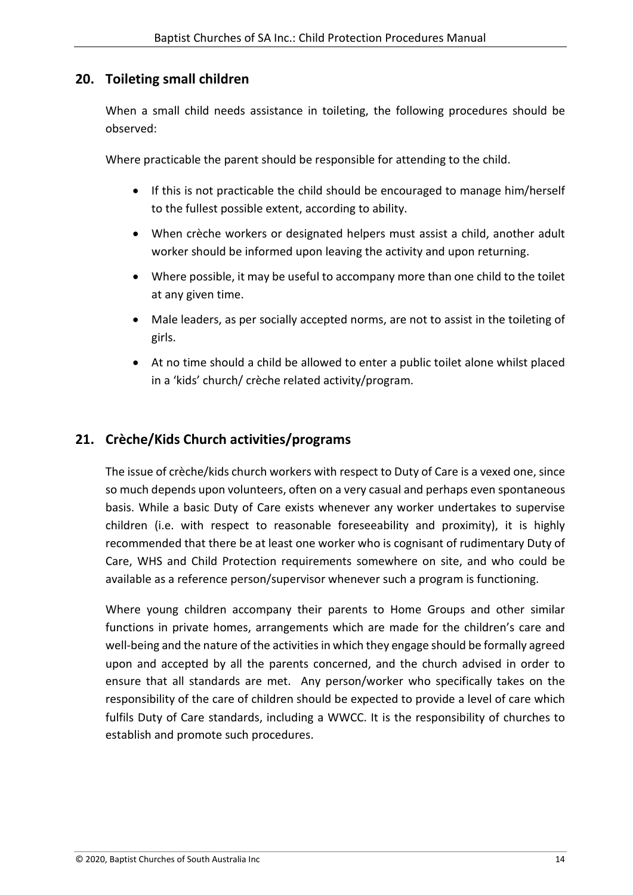## 20. Toileting small children

When a small child needs assistance in toileting, the following procedures should be observed:

Where practicable the parent should be responsible for attending to the child.

- If this is not practicable the child should be encouraged to manage him/herself to the fullest possible extent, according to ability.
- When crèche workers or designated helpers must assist a child, another adult worker should be informed upon leaving the activity and upon returning.
- Where possible, it may be useful to accompany more than one child to the toilet at any given time.
- Male leaders, as per socially accepted norms, are not to assist in the toileting of girls.
- At no time should a child be allowed to enter a public toilet alone whilst placed in a 'kids' church/ crèche related activity/program.

## 21. Crèche/Kids Church activities/programs

The issue of crèche/kids church workers with respect to Duty of Care is a vexed one, since so much depends upon volunteers, often on a very casual and perhaps even spontaneous basis. While a basic Duty of Care exists whenever any worker undertakes to supervise children (i.e. with respect to reasonable foreseeability and proximity), it is highly recommended that there be at least one worker who is cognisant of rudimentary Duty of Care, WHS and Child Protection requirements somewhere on site, and who could be available as a reference person/supervisor whenever such a program is functioning.

Where young children accompany their parents to Home Groups and other similar functions in private homes, arrangements which are made for the children's care and well-being and the nature of the activities in which they engage should be formally agreed upon and accepted by all the parents concerned, and the church advised in order to ensure that all standards are met. Any person/worker who specifically takes on the responsibility of the care of children should be expected to provide a level of care which fulfils Duty of Care standards, including a WWCC. It is the responsibility of churches to establish and promote such procedures.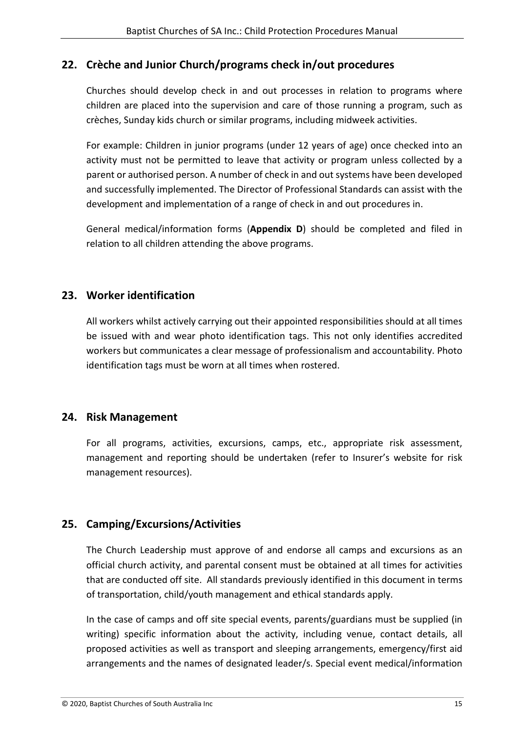## 22. Crèche and Junior Church/programs check in/out procedures

Churches should develop check in and out processes in relation to programs where children are placed into the supervision and care of those running a program, such as crèches, Sunday kids church or similar programs, including midweek activities.

For example: Children in junior programs (under 12 years of age) once checked into an activity must not be permitted to leave that activity or program unless collected by a parent or authorised person. A number of check in and out systems have been developed and successfully implemented. The Director of Professional Standards can assist with the development and implementation of a range of check in and out procedures in.

General medical/information forms (**Appendix D**) should be completed and filed in relation to all children attending the above programs.

## 23. Worker identification

All workers whilst actively carrying out their appointed responsibilities should at all times be issued with and wear photo identification tags. This not only identifies accredited workers but communicates a clear message of professionalism and accountability. Photo identification tags must be worn at all times when rostered.

## 24. Risk Management

For all programs, activities, excursions, camps, etc., appropriate risk assessment, management and reporting should be undertaken (refer to Insurer's website for risk management resources).

## 25. Camping/Excursions/Activities

The Church Leadership must approve of and endorse all camps and excursions as an official church activity, and parental consent must be obtained at all times for activities that are conducted off site. All standards previously identified in this document in terms of transportation, child/youth management and ethical standards apply.

In the case of camps and off site special events, parents/guardians must be supplied (in writing) specific information about the activity, including venue, contact details, all proposed activities as well as transport and sleeping arrangements, emergency/first aid arrangements and the names of designated leader/s. Special event medical/information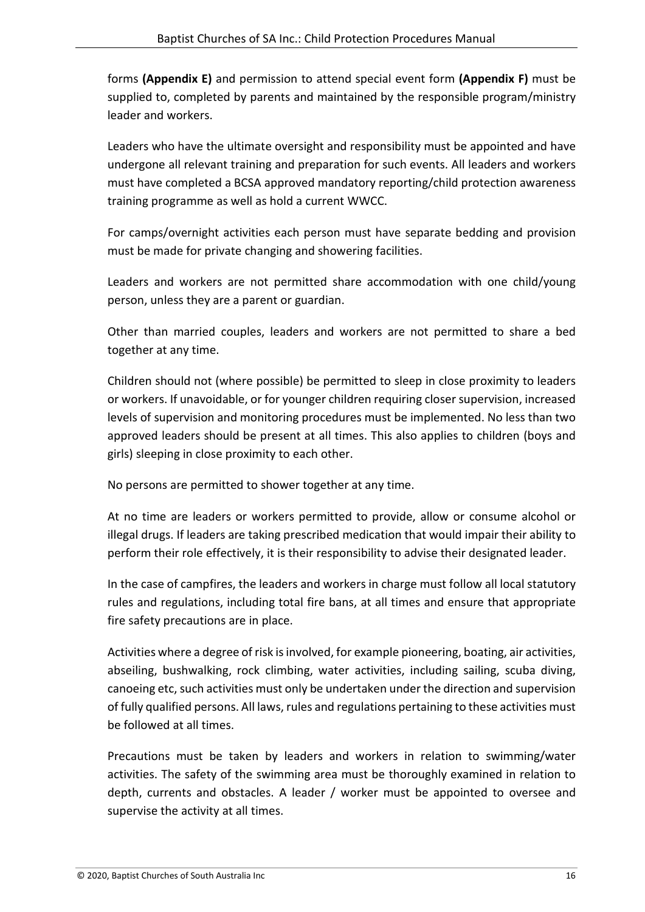forms **(Appendix E)** and permission to attend special event form **(Appendix F)** must be supplied to, completed by parents and maintained by the responsible program/ministry leader and workers.

Leaders who have the ultimate oversight and responsibility must be appointed and have undergone all relevant training and preparation for such events. All leaders and workers must have completed a BCSA approved mandatory reporting/child protection awareness training programme as well as hold a current WWCC.

For camps/overnight activities each person must have separate bedding and provision must be made for private changing and showering facilities.

Leaders and workers are not permitted share accommodation with one child/young person, unless they are a parent or guardian.

Other than married couples, leaders and workers are not permitted to share a bed together at any time.

Children should not (where possible) be permitted to sleep in close proximity to leaders or workers. If unavoidable, or for younger children requiring closer supervision, increased levels of supervision and monitoring procedures must be implemented. No less than two approved leaders should be present at all times. This also applies to children (boys and girls) sleeping in close proximity to each other.

No persons are permitted to shower together at any time.

At no time are leaders or workers permitted to provide, allow or consume alcohol or illegal drugs. If leaders are taking prescribed medication that would impair their ability to perform their role effectively, it is their responsibility to advise their designated leader.

In the case of campfires, the leaders and workers in charge must follow all local statutory rules and regulations, including total fire bans, at all times and ensure that appropriate fire safety precautions are in place.

Activities where a degree of risk is involved, for example pioneering, boating, air activities, abseiling, bushwalking, rock climbing, water activities, including sailing, scuba diving, canoeing etc, such activities must only be undertaken under the direction and supervision of fully qualified persons. All laws, rules and regulations pertaining to these activities must be followed at all times.

Precautions must be taken by leaders and workers in relation to swimming/water activities. The safety of the swimming area must be thoroughly examined in relation to depth, currents and obstacles. A leader / worker must be appointed to oversee and supervise the activity at all times.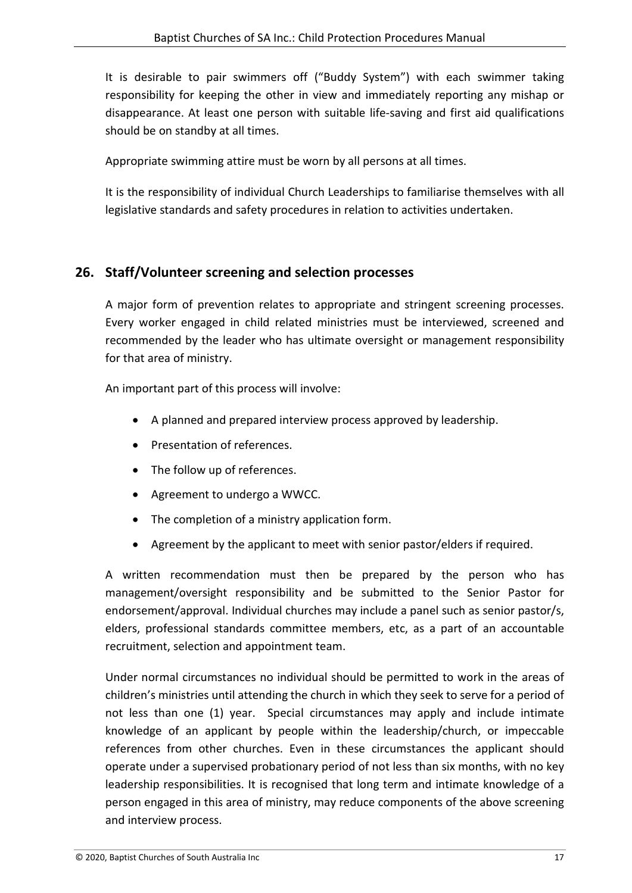It is desirable to pair swimmers off ("Buddy System") with each swimmer taking responsibility for keeping the other in view and immediately reporting any mishap or disappearance. At least one person with suitable life-saving and first aid qualifications should be on standby at all times.

Appropriate swimming attire must be worn by all persons at all times.

It is the responsibility of individual Church Leaderships to familiarise themselves with all legislative standards and safety procedures in relation to activities undertaken.

## 26. Staff/Volunteer screening and selection processes

A major form of prevention relates to appropriate and stringent screening processes. Every worker engaged in child related ministries must be interviewed, screened and recommended by the leader who has ultimate oversight or management responsibility for that area of ministry.

An important part of this process will involve:

- A planned and prepared interview process approved by leadership.
- Presentation of references.
- The follow up of references.
- Agreement to undergo a WWCC.
- The completion of a ministry application form.
- Agreement by the applicant to meet with senior pastor/elders if required.

A written recommendation must then be prepared by the person who has management/oversight responsibility and be submitted to the Senior Pastor for endorsement/approval. Individual churches may include a panel such as senior pastor/s, elders, professional standards committee members, etc, as a part of an accountable recruitment, selection and appointment team.

Under normal circumstances no individual should be permitted to work in the areas of children's ministries until attending the church in which they seek to serve for a period of not less than one (1) year. Special circumstances may apply and include intimate knowledge of an applicant by people within the leadership/church, or impeccable references from other churches. Even in these circumstances the applicant should operate under a supervised probationary period of not less than six months, with no key leadership responsibilities. It is recognised that long term and intimate knowledge of a person engaged in this area of ministry, may reduce components of the above screening and interview process.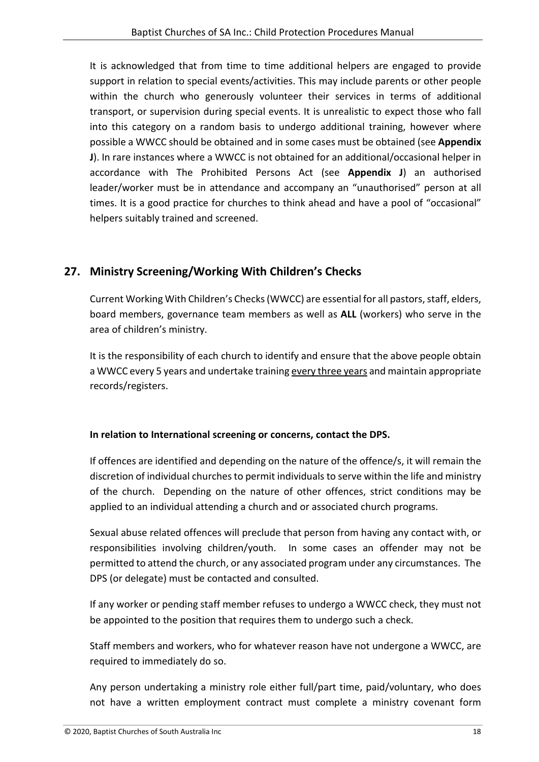It is acknowledged that from time to time additional helpers are engaged to provide support in relation to special events/activities. This may include parents or other people within the church who generously volunteer their services in terms of additional transport, or supervision during special events. It is unrealistic to expect those who fall into this category on a random basis to undergo additional training, however where possible a WWCC should be obtained and in some cases must be obtained (see **Appendix J**). In rare instances where a WWCC is not obtained for an additional/occasional helper in accordance with The Prohibited Persons Act (see **Appendix J**) an authorised leader/worker must be in attendance and accompany an "unauthorised" person at all times. It is a good practice for churches to think ahead and have a pool of "occasional" helpers suitably trained and screened.

## 27. Ministry Screening/Working With Children's Checks

Current Working With Children's Checks (WWCC) are essential for all pastors, staff, elders, board members, governance team members as well as **ALL** (workers) who serve in the area of children's ministry.

It is the responsibility of each church to identify and ensure that the above people obtain a WWCC every 5 years and undertake training <u>every three years</u> and maintain appropriate records/registers.

**In relation to International screening or concerns, contact the DPS.**

If offences are identified and depending on the nature of the offence/s, it will remain the discretion of individual churches to permit individuals to serve within the life and ministry of the church. Depending on the nature of other offences, strict conditions may be applied to an individual attending a church and or associated church programs.

Sexual abuse related offences will preclude that person from having any contact with, or responsibilities involving children/youth. In some cases an offender may not be permitted to attend the church, or any associated program under any circumstances. The DPS (or delegate) must be contacted and consulted.

If any worker or pending staff member refuses to undergo a WWCC check, they must not be appointed to the position that requires them to undergo such a check.

Staff members and workers, who for whatever reason have not undergone a WWCC, are required to immediately do so.

Any person undertaking a ministry role either full/part time, paid/voluntary, who does not have a written employment contract must complete a ministry covenant form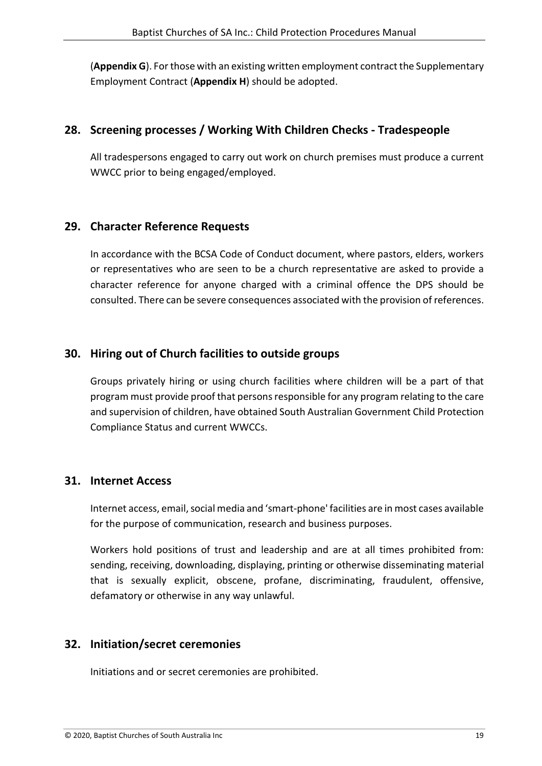(**Appendix G**). For those with an existing written employment contract the Supplementary Employment Contract (**Appendix H**) should be adopted.

## 28. Screening processes / Working With Children Checks - Tradespeople

All tradespersons engaged to carry out work on church premises must produce a current WWCC prior to being engaged/employed.

## 29. Character Reference Requests

In accordance with the BCSA Code of Conduct document, where pastors, elders, workers or representatives who are seen to be a church representative are asked to provide a character reference for anyone charged with a criminal offence the DPS should be consulted. There can be severe consequences associated with the provision of references.

## 30. Hiring out of Church facilities to outside groups

Groups privately hiring or using church facilities where children will be a part of that program must provide proof that persons responsible for any program relating to the care and supervision of children, have obtained South Australian Government Child Protection Compliance Status and current WWCCs.

## 31. Internet Access

Internet access, email, social media and 'smart-phone' facilities are in most cases available for the purpose of communication, research and business purposes.

Workers hold positions of trust and leadership and are at all times prohibited from: sending, receiving, downloading, displaying, printing or otherwise disseminating material that is sexually explicit, obscene, profane, discriminating, fraudulent, offensive, defamatory or otherwise in any way unlawful.

## 32. Initiation/secret ceremonies

Initiations and or secret ceremonies are prohibited.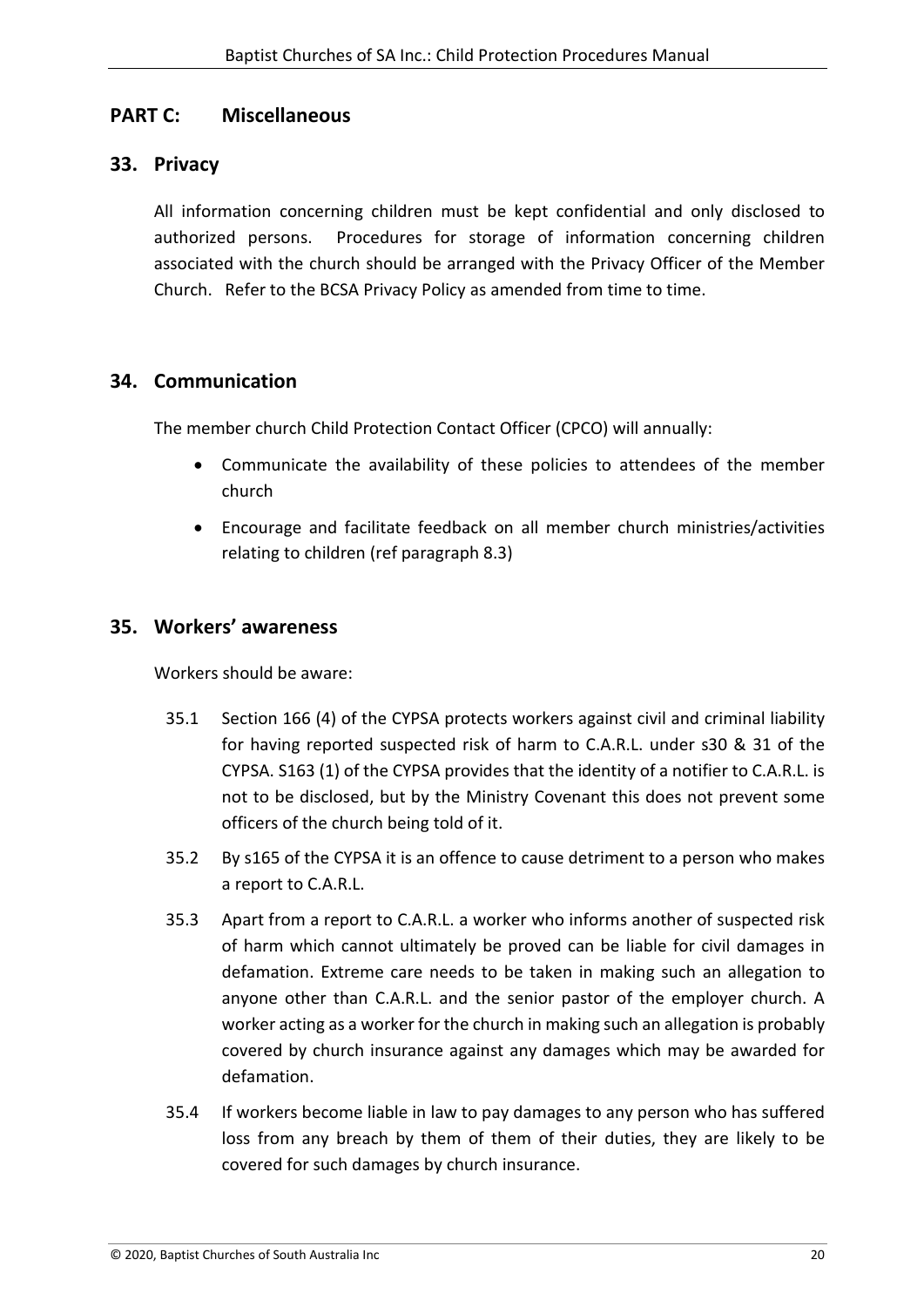## PART C: Miscellaneous

## 33. Privacy

All information concerning children must be kept confidential and only disclosed to authorized persons. Procedures for storage of information concerning children associated with the church should be arranged with the Privacy Officer of the Member Church. Refer to the BCSA Privacy Policy as amended from time to time.

## 34. Communication

The member church Child Protection Contact Officer (CPCO) will annually:

- Communicate the availability of these policies to attendees of the member church
- Encourage and facilitate feedback on all member church ministries/activities relating to children (ref paragraph 8.3)

## 35. Workers' awareness

Workers should be aware:

35.1 Section 166 (4) of the CYPSA protects workers against civil and criminal liability for having reported suspected risk of harm to C.A.R.L. under s30 & 31 of the CYPSA. S163 (1) of the CYPSA provides that the identity of a notifier to C.A.R.L. is not to be disclosed, but by the Ministry Covenant this does not prevent some officers of the church being told of it.

35.2 By s165 of the CYPSA it is an offence to cause detriment to a person who makes a report to C.A.R.L.

35.3 Apart from a report to C.A.R.L. a worker who informs another of suspected risk of harm which cannot ultimately be proved can be liable for civil damages in defamation. Extreme care needs to be taken in making such an allegation to anyone other than C.A.R.L. and the senior pastor of the employer church. A worker acting as a worker for the church in making such an allegation is probably covered by church insurance against any damages which may be awarded for defamation.

35.4 If workers become liable in law to pay damages to any person who has suffered loss from any breach by them of them of their duties, they are likely to be covered for such damages by church insurance.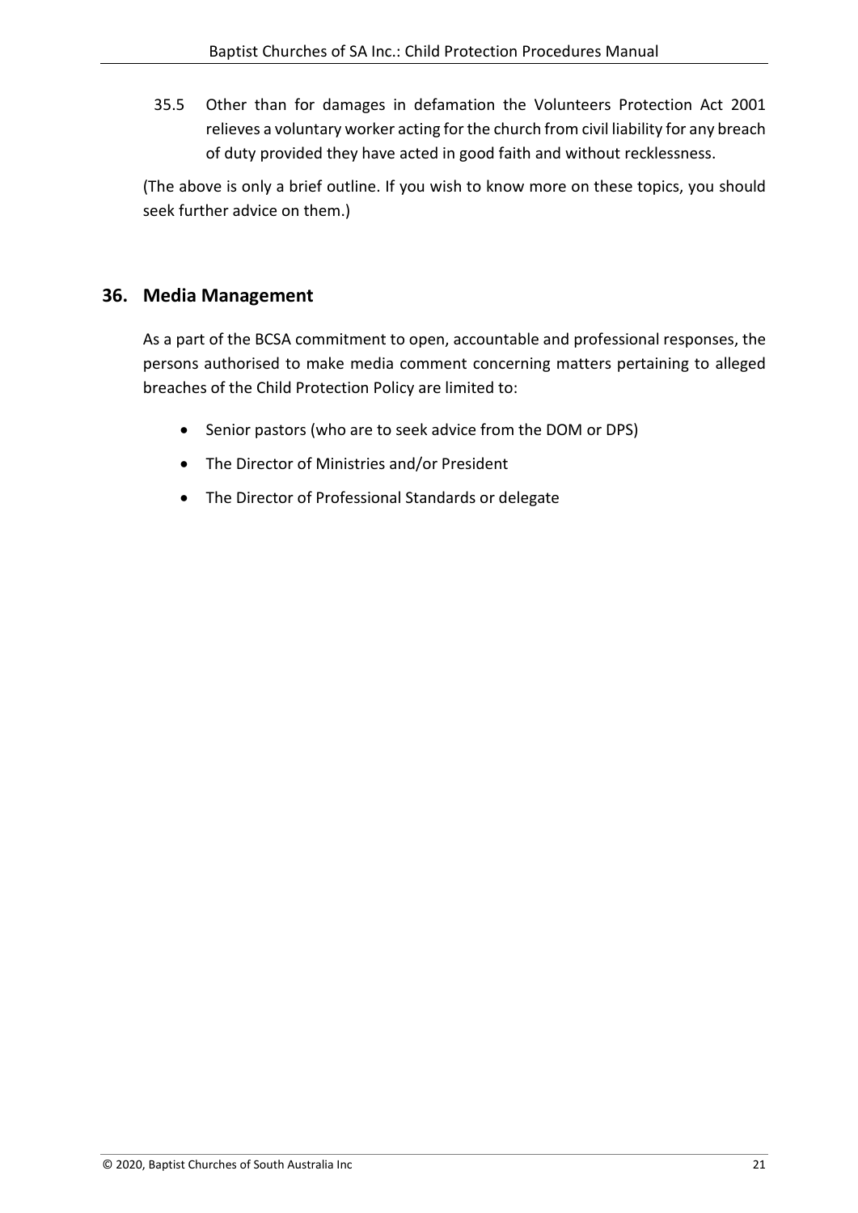35.5 Other than for damages in defamation the Volunteers Protection Act 2001 relieves a voluntary worker acting for the church from civil liability for any breach of duty provided they have acted in good faith and without recklessness.

(The above is only a brief outline. If you wish to know more on these topics, you should seek further advice on them.)

## 36. Media Management

As a part of the BCSA commitment to open, accountable and professional responses, the persons authorised to make media comment concerning matters pertaining to alleged breaches of the Child Protection Policy are limited to:

- Senior pastors (who are to seek advice from the DOM or DPS)
- The Director of Ministries and/or President
- The Director of Professional Standards or delegate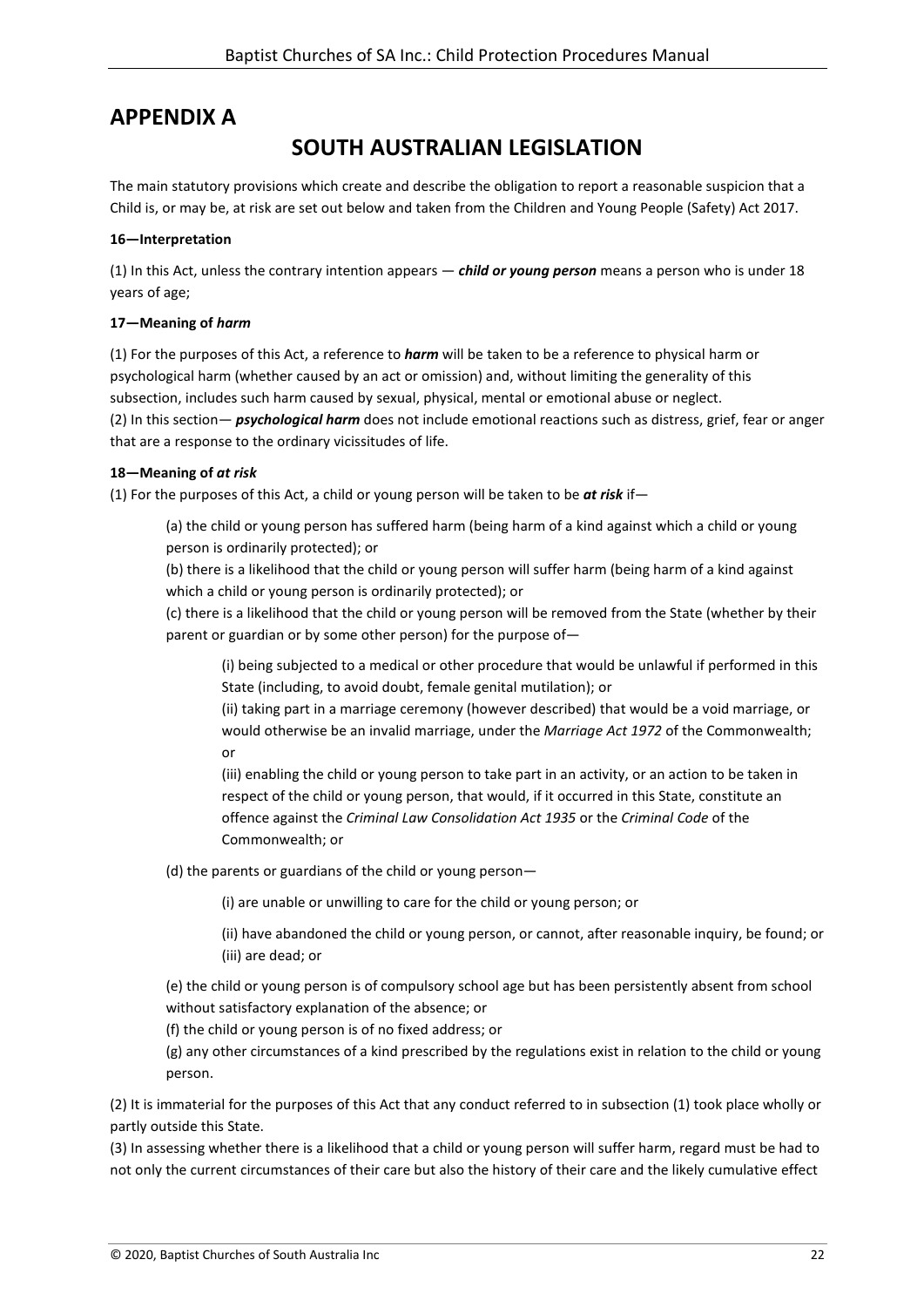# APPENDIX A

## SOUTH AUSTRALIAN LEGISLATION

The main statutory provisions which create and describe the obligation to report a reasonable suspicion that a Child is, or may be, at risk are set out below and taken from the Children and Young People (Safety) Act 2017.

**16—Interpretation**

(1) In this Act, unless the contrary intention appears — ***child or young person*** means a person who is under 18 years of age;

**17—Meaning of *harm***

(1) For the purposes of this Act, a reference to ***harm*** will be taken to be a reference to physical harm or psychological harm (whether caused by an act or omission) and, without limiting the generality of this subsection, includes such harm caused by sexual, physical, mental or emotional abuse or neglect.
(2) In this section— ***psychological harm*** does not include emotional reactions such as distress, grief, fear or anger that are a response to the ordinary vicissitudes of life.

**18—Meaning of *at risk***

(1) For the purposes of this Act, a child or young person will be taken to be ***at risk*** if—

> (a) the child or young person has suffered harm (being harm of a kind against which a child or young person is ordinarily protected); or
> (b) there is a likelihood that the child or young person will suffer harm (being harm of a kind against which a child or young person is ordinarily protected); or
> (c) there is a likelihood that the child or young person will be removed from the State (whether by their parent or guardian or by some other person) for the purpose of—
>
> > (i) being subjected to a medical or other procedure that would be unlawful if performed in this State (including, to avoid doubt, female genital mutilation); or
> > (ii) taking part in a marriage ceremony (however described) that would be a void marriage, or would otherwise be an invalid marriage, under the *Marriage Act 1972* of the Commonwealth; or
> > (iii) enabling the child or young person to take part in an activity, or an action to be taken in respect of the child or young person, that would, if it occurred in this State, constitute an offence against the *Criminal Law Consolidation Act 1935* or the *Criminal Code* of the Commonwealth; or
>
> (d) the parents or guardians of the child or young person—
>
> > (i) are unable or unwilling to care for the child or young person; or
> >
> > (ii) have abandoned the child or young person, or cannot, after reasonable inquiry, be found; or
> > (iii) are dead; or
>
> (e) the child or young person is of compulsory school age but has been persistently absent from school without satisfactory explanation of the absence; or
> (f) the child or young person is of no fixed address; or
> (g) any other circumstances of a kind prescribed by the regulations exist in relation to the child or young person.

(2) It is immaterial for the purposes of this Act that any conduct referred to in subsection (1) took place wholly or partly outside this State.
(3) In assessing whether there is a likelihood that a child or young person will suffer harm, regard must be had to not only the current circumstances of their care but also the history of their care and the likely cumulative effect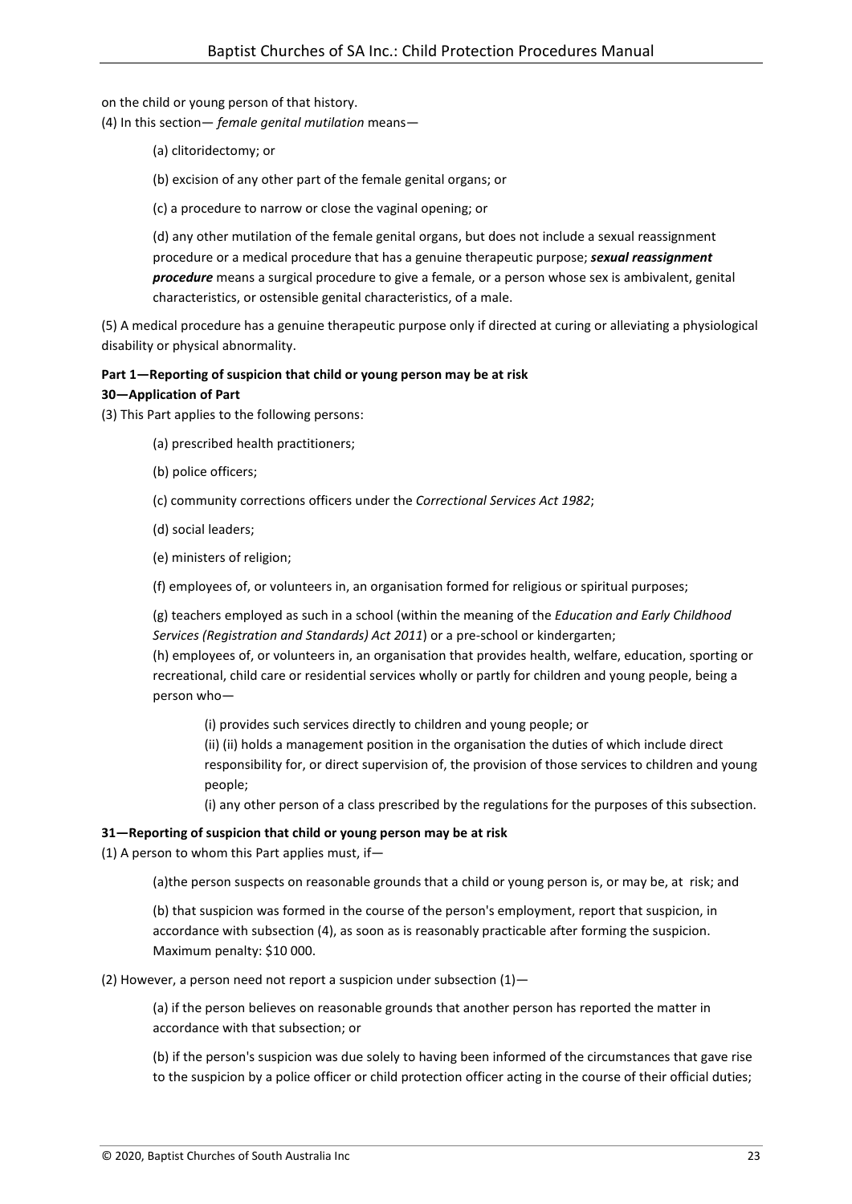on the child or young person of that history.

(4) In this section— *female genital mutilation* means—

(a) clitoridectomy; or

(b) excision of any other part of the female genital organs; or

(c) a procedure to narrow or close the vaginal opening; or

(d) any other mutilation of the female genital organs, but does not include a sexual reassignment procedure or a medical procedure that has a genuine therapeutic purpose; ***sexual reassignment procedure*** means a surgical procedure to give a female, or a person whose sex is ambivalent, genital characteristics, or ostensible genital characteristics, of a male.

(5) A medical procedure has a genuine therapeutic purpose only if directed at curing or alleviating a physiological disability or physical abnormality.

**Part 1—Reporting of suspicion that child or young person may be at risk**

**30—Application of Part**

(3) This Part applies to the following persons:

(a) prescribed health practitioners;

(b) police officers;

(c) community corrections officers under the *Correctional Services Act 1982*;

(d) social leaders;

(e) ministers of religion;

(f) employees of, or volunteers in, an organisation formed for religious or spiritual purposes;

(g) teachers employed as such in a school (within the meaning of the *Education and Early Childhood Services (Registration and Standards) Act 2011*) or a pre-school or kindergarten;

(h) employees of, or volunteers in, an organisation that provides health, welfare, education, sporting or recreational, child care or residential services wholly or partly for children and young people, being a person who—

(i) provides such services directly to children and young people; or

(ii) (ii) holds a management position in the organisation the duties of which include direct responsibility for, or direct supervision of, the provision of those services to children and young people;

(i) any other person of a class prescribed by the regulations for the purposes of this subsection.

**31—Reporting of suspicion that child or young person may be at risk**

(1) A person to whom this Part applies must, if—

(a)the person suspects on reasonable grounds that a child or young person is, or may be, at risk; and

(b) that suspicion was formed in the course of the person's employment, report that suspicion, in accordance with subsection (4), as soon as is reasonably practicable after forming the suspicion. Maximum penalty: $10 000.

(2) However, a person need not report a suspicion under subsection (1)—

(a) if the person believes on reasonable grounds that another person has reported the matter in accordance with that subsection; or

(b) if the person's suspicion was due solely to having been informed of the circumstances that gave rise to the suspicion by a police officer or child protection officer acting in the course of their official duties;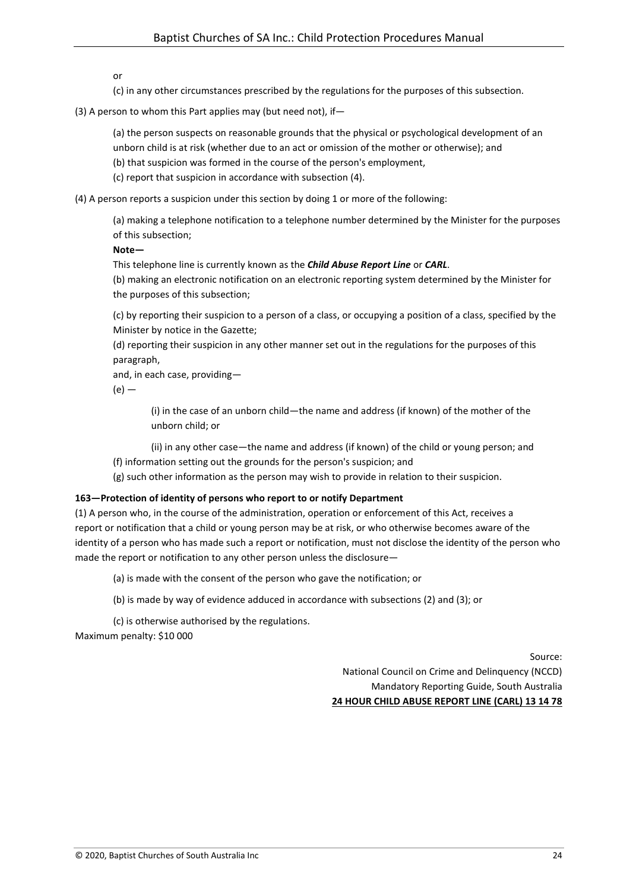or

(c) in any other circumstances prescribed by the regulations for the purposes of this subsection.

(3) A person to whom this Part applies may (but need not), if—

(a) the person suspects on reasonable grounds that the physical or psychological development of an unborn child is at risk (whether due to an act or omission of the mother or otherwise); and

(b) that suspicion was formed in the course of the person's employment,

(c) report that suspicion in accordance with subsection (4).

(4) A person reports a suspicion under this section by doing 1 or more of the following:

(a) making a telephone notification to a telephone number determined by the Minister for the purposes of this subsection;

**Note—**

This telephone line is currently known as the ***Child Abuse Report Line*** or ***CARL***.

(b) making an electronic notification on an electronic reporting system determined by the Minister for the purposes of this subsection;

(c) by reporting their suspicion to a person of a class, or occupying a position of a class, specified by the Minister by notice in the Gazette;

(d) reporting their suspicion in any other manner set out in the regulations for the purposes of this paragraph,

and, in each case, providing—

(e) —

(i) in the case of an unborn child—the name and address (if known) of the mother of the unborn child; or

(ii) in any other case—the name and address (if known) of the child or young person; and

(f) information setting out the grounds for the person's suspicion; and

(g) such other information as the person may wish to provide in relation to their suspicion.

**163—Protection of identity of persons who report to or notify Department**

(1) A person who, in the course of the administration, operation or enforcement of this Act, receives a report or notification that a child or young person may be at risk, or who otherwise becomes aware of the identity of a person who has made such a report or notification, must not disclose the identity of the person who made the report or notification to any other person unless the disclosure—

(a) is made with the consent of the person who gave the notification; or

(b) is made by way of evidence adduced in accordance with subsections (2) and (3); or

(c) is otherwise authorised by the regulations.

Maximum penalty: $10 000

Source:
National Council on Crime and Delinquency (NCCD)
Mandatory Reporting Guide, South Australia
**24 HOUR CHILD ABUSE REPORT LINE (CARL) 13 14 78**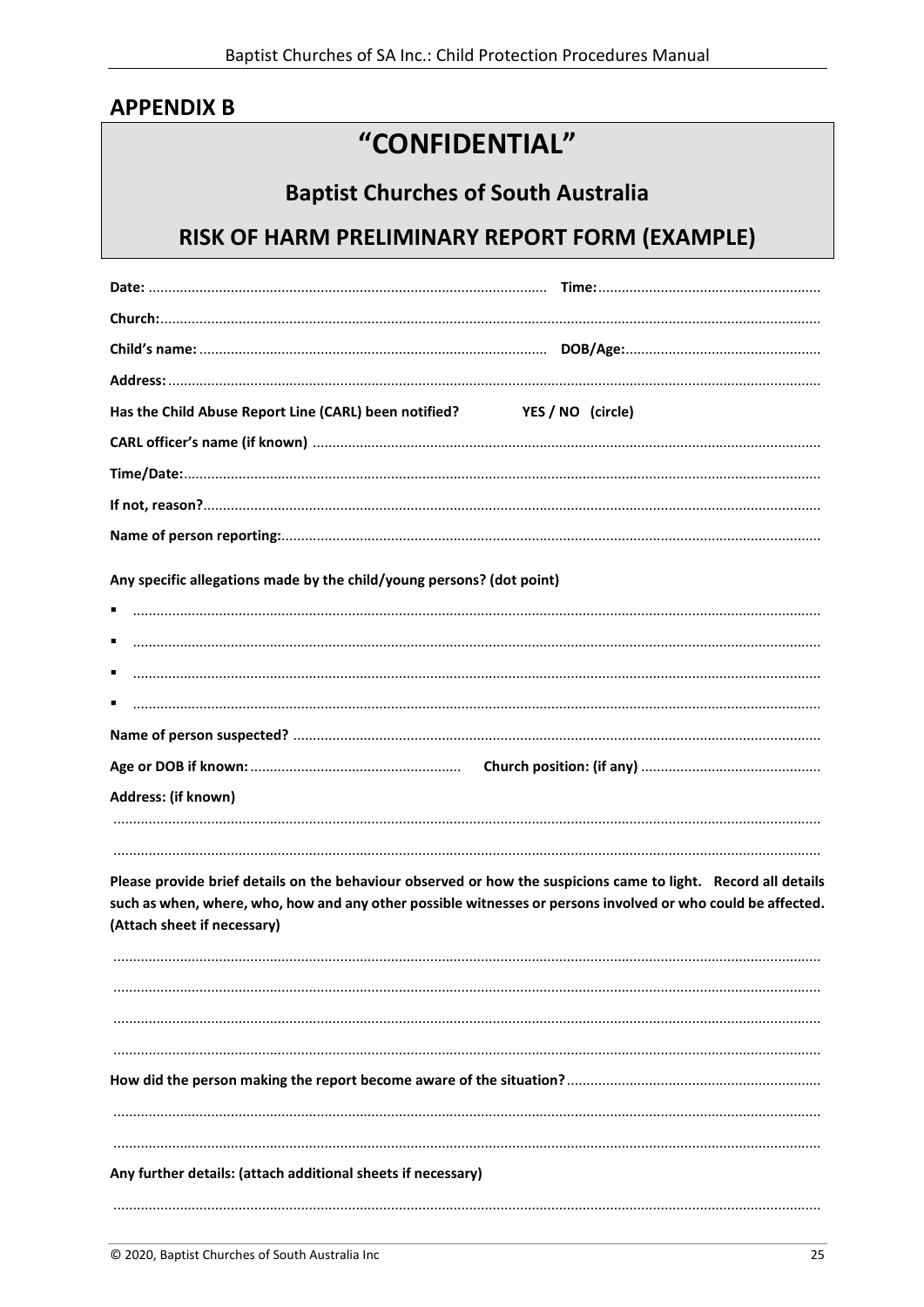## APPENDIX B

# "CONFIDENTIAL"

## Baptist Churches of South Australia

## RISK OF HARM PRELIMINARY REPORT FORM (EXAMPLE)

**Date:** ........................................................................................................ **Time:**.........................................................

**Church:**......................................................................................................................................................................

**Child's name:** ........................................................................................ **DOB/Age:**..................................................

**Address:** .....................................................................................................................................................................

**Has the Child Abuse Report Line (CARL) been notified?** **YES / NO (circle)**

**CARL officer's name (if known)** .................................................................................................................................

**Time/Date:**...................................................................................................................................................................

**If not, reason?**............................................................................................................................................................

**Name of person reporting:**..........................................................................................................................................

**Any specific allegations made by the child/young persons? (dot point)**

- .............................................................................................................................................................................
- .............................................................................................................................................................................
- .............................................................................................................................................................................
- .............................................................................................................................................................................

**Name of person suspected?** ......................................................................................................................................

**Age or DOB if known:** ..................................................... **Church position: (if any)** .............................................

**Address: (if known)**

..................................................................................................................................................................................

..................................................................................................................................................................................

**Please provide brief details on the behaviour observed or how the suspicions came to light. Record all details such as when, where, who, how and any other possible witnesses or persons involved or who could be affected. (Attach sheet if necessary)**

..................................................................................................................................................................................

..................................................................................................................................................................................

..................................................................................................................................................................................

..................................................................................................................................................................................

**How did the person making the report become aware of the situation?**.................................................................

..................................................................................................................................................................................

..................................................................................................................................................................................

**Any further details: (attach additional sheets if necessary)**

..................................................................................................................................................................................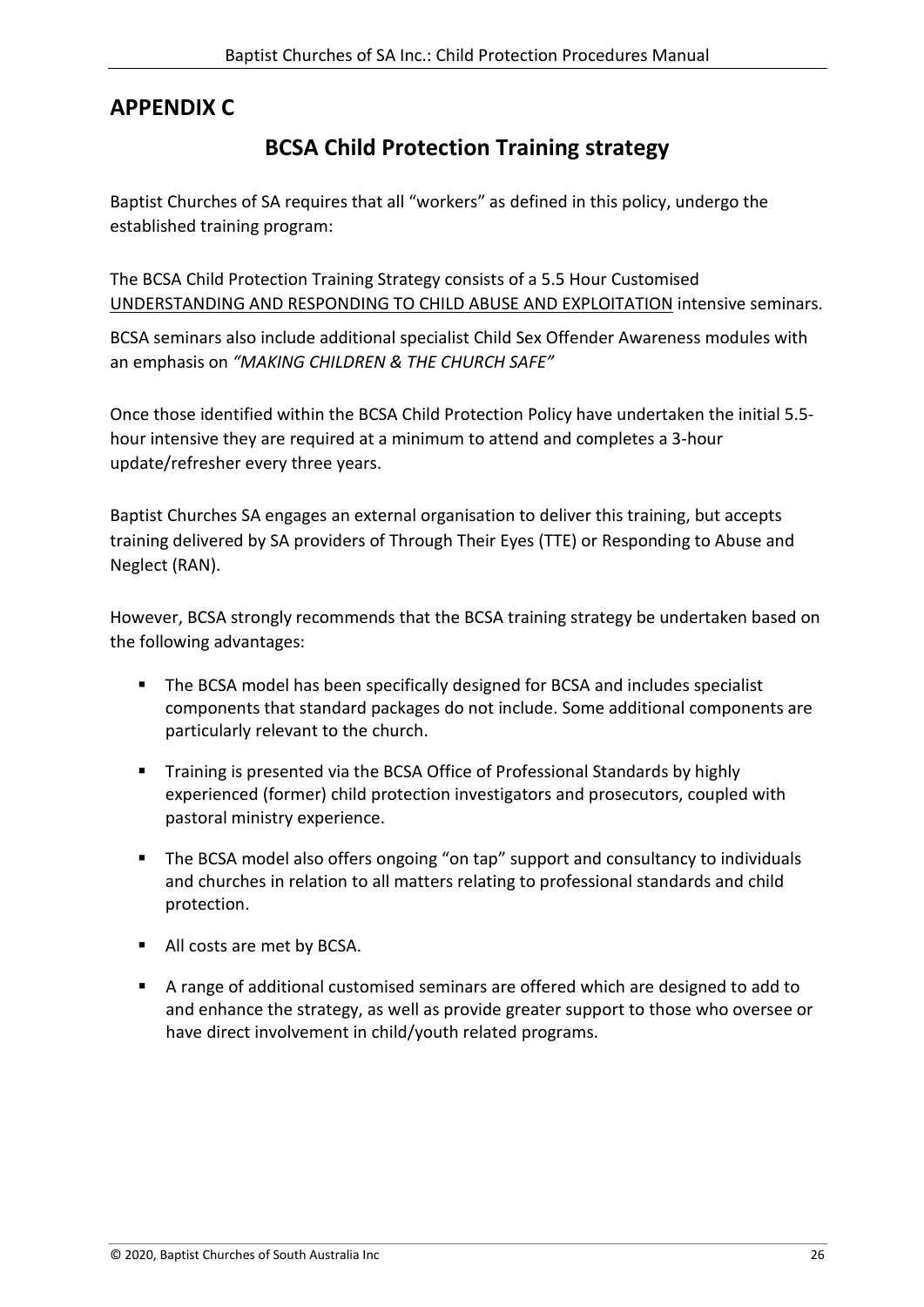## APPENDIX C

# BCSA Child Protection Training strategy

Baptist Churches of SA requires that all "workers" as defined in this policy, undergo the established training program:

The BCSA Child Protection Training Strategy consists of a 5.5 Hour Customised UNDERSTANDING AND RESPONDING TO CHILD ABUSE AND EXPLOITATION intensive seminars.

BCSA seminars also include additional specialist Child Sex Offender Awareness modules with an emphasis on *"MAKING CHILDREN & THE CHURCH SAFE"*

Once those identified within the BCSA Child Protection Policy have undertaken the initial 5.5-hour intensive they are required at a minimum to attend and completes a 3-hour update/refresher every three years.

Baptist Churches SA engages an external organisation to deliver this training, but accepts training delivered by SA providers of Through Their Eyes (TTE) or Responding to Abuse and Neglect (RAN).

However, BCSA strongly recommends that the BCSA training strategy be undertaken based on the following advantages:

- The BCSA model has been specifically designed for BCSA and includes specialist components that standard packages do not include. Some additional components are particularly relevant to the church.
- Training is presented via the BCSA Office of Professional Standards by highly experienced (former) child protection investigators and prosecutors, coupled with pastoral ministry experience.
- The BCSA model also offers ongoing "on tap" support and consultancy to individuals and churches in relation to all matters relating to professional standards and child protection.
- All costs are met by BCSA.
- A range of additional customised seminars are offered which are designed to add to and enhance the strategy, as well as provide greater support to those who oversee or have direct involvement in child/youth related programs.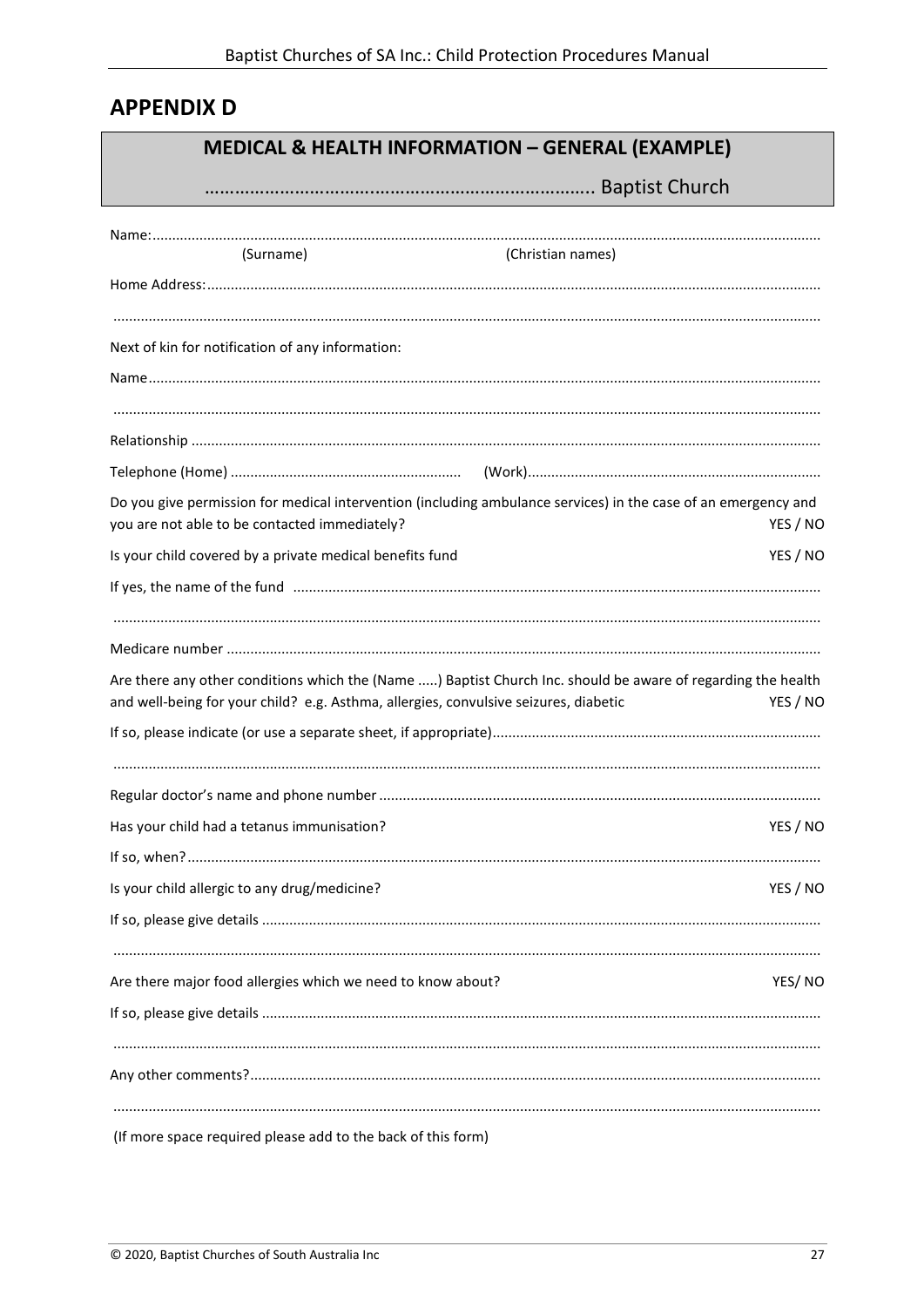## APPENDIX D

**MEDICAL & HEALTH INFORMATION – GENERAL (EXAMPLE)**

**…………………………..……………………………………. Baptist Church**

Name:..........................................................................................................................................................

(Surname) (Christian names)

Home Address:............................................................................................................................................

.....................................................................................................................................................................

Next of kin for notification of any information:

Name...........................................................................................................................................................

.....................................................................................................................................................................

Relationship ................................................................................................................................................

Telephone (Home) .......................................................... (Work)..........................................................................

Do you give permission for medical intervention (including ambulance services) in the case of an emergency and you are not able to be contacted immediately? YES / NO

Is your child covered by a private medical benefits fund YES / NO

If yes, the name of the fund .......................................................................................................................

.....................................................................................................................................................................

Medicare number .......................................................................................................................................

Are there any other conditions which the (Name .....) Baptist Church Inc. should be aware of regarding the health and well-being for your child? e.g. Asthma, allergies, convulsive seizures, diabetic YES / NO

If so, please indicate (or use a separate sheet, if appropriate)...................................................................

.....................................................................................................................................................................

Regular doctor's name and phone number ................................................................................................

Has your child had a tetanus immunisation? YES / NO

If so, when?.................................................................................................................................................

Is your child allergic to any drug/medicine? YES / NO

If so, please give details .............................................................................................................................

.....................................................................................................................................................................

Are there major food allergies which we need to know about? YES/ NO

If so, please give details .............................................................................................................................

.....................................................................................................................................................................

Any other comments?.................................................................................................................................

.....................................................................................................................................................................

(If more space required please add to the back of this form)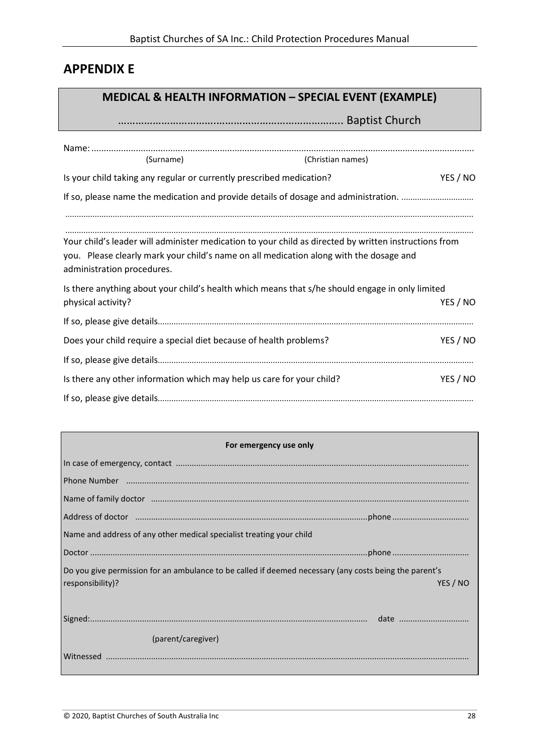## APPENDIX E

**MEDICAL & HEALTH INFORMATION – SPECIAL EVENT (EXAMPLE)**

……………………………………………………………………. Baptist Church

Name: ...........................................................................................................................................

(Surname) (Christian names)

Is your child taking any regular or currently prescribed medication? YES / NO

If so, please name the medication and provide details of dosage and administration. …………………………

……………………………………………………………………………………………………………………………………………………

……………………………………………………………………………………………………………………………………………………

Your child's leader will administer medication to your child as directed by written instructions from you. Please clearly mark your child's name on all medication along with the dosage and administration procedures.

Is there anything about your child's health which means that s/he should engage in only limited physical activity? YES / NO

If so, please give details……………………………………………………………………………………………………………………

Does your child require a special diet because of health problems? YES / NO

If so, please give details……………………………………………………………………………………………………………………

Is there any other information which may help us care for your child? YES / NO

If so, please give details……………………………………………………………………………………………………………………

**For emergency use only**

In case of emergency, contact ……………………………………………………………………………………………………………

Phone Number ……………………………………………………………………………………………………………………………

Name of family doctor ……………………………………………………………………………………………………………………

Address of doctor …………………………………………………………………………………….phone ……………………………

Name and address of any other medical specialist treating your child

Doctor ……………………………………………………………………………………………………….phone ……………………………

Do you give permission for an ambulance to be called if deemed necessary (any costs being the parent's responsibility)? YES / NO

Signed:………………………………………………………………………………………………………… date …………………………

(parent/caregiver)

Witnessed ……………………………………………………………………………………………………………………………………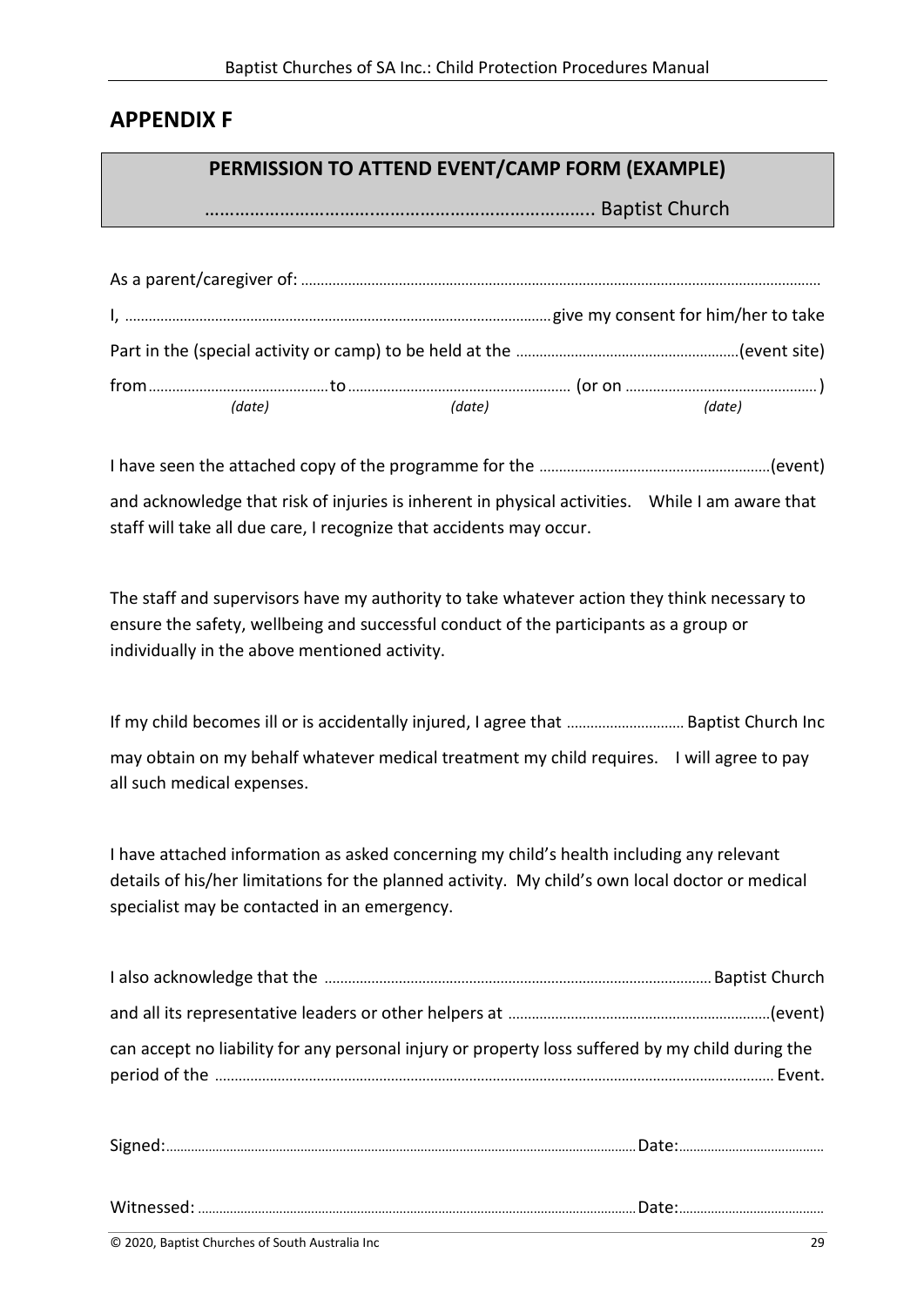## APPENDIX F

**PERMISSION TO ATTEND EVENT/CAMP FORM (EXAMPLE)**

………………………….…………………………………….. Baptist Church

As a parent/caregiver of: ……………………………………………………………………………………………………………………

I, ……………………………………………………………………………………… give my consent for him/her to take

Part in the (special activity or camp) to be held at the ………………………………………………… (event site)

from ……………………………………… to ……………………………………………… (or on ………………………………………… )
*(date)* *(date)* *(date)*

I have seen the attached copy of the programme for the …………………………………………………… (event)

and acknowledge that risk of injuries is inherent in physical activities. While I am aware that staff will take all due care, I recognize that accidents may occur.

The staff and supervisors have my authority to take whatever action they think necessary to ensure the safety, wellbeing and successful conduct of the participants as a group or individually in the above mentioned activity.

If my child becomes ill or is accidentally injured, I agree that ………………………… Baptist Church Inc

may obtain on my behalf whatever medical treatment my child requires. I will agree to pay all such medical expenses.

I have attached information as asked concerning my child's health including any relevant details of his/her limitations for the planned activity. My child's own local doctor or medical specialist may be contacted in an emergency.

I also acknowledge that the ……………………………………………………………………………………… Baptist Church

and all its representative leaders or other helpers at ………………………………………………………… (event)

can accept no liability for any personal injury or property loss suffered by my child during the period of the …………………………………………………………………………………………………………………… Event.

Signed: …………………………………………………………………………………………………………… Date: ……………………………………

Witnessed: …………………………………………………………………………………………………… Date: ……………………………………

© 2020, Baptist Churches of South Australia Inc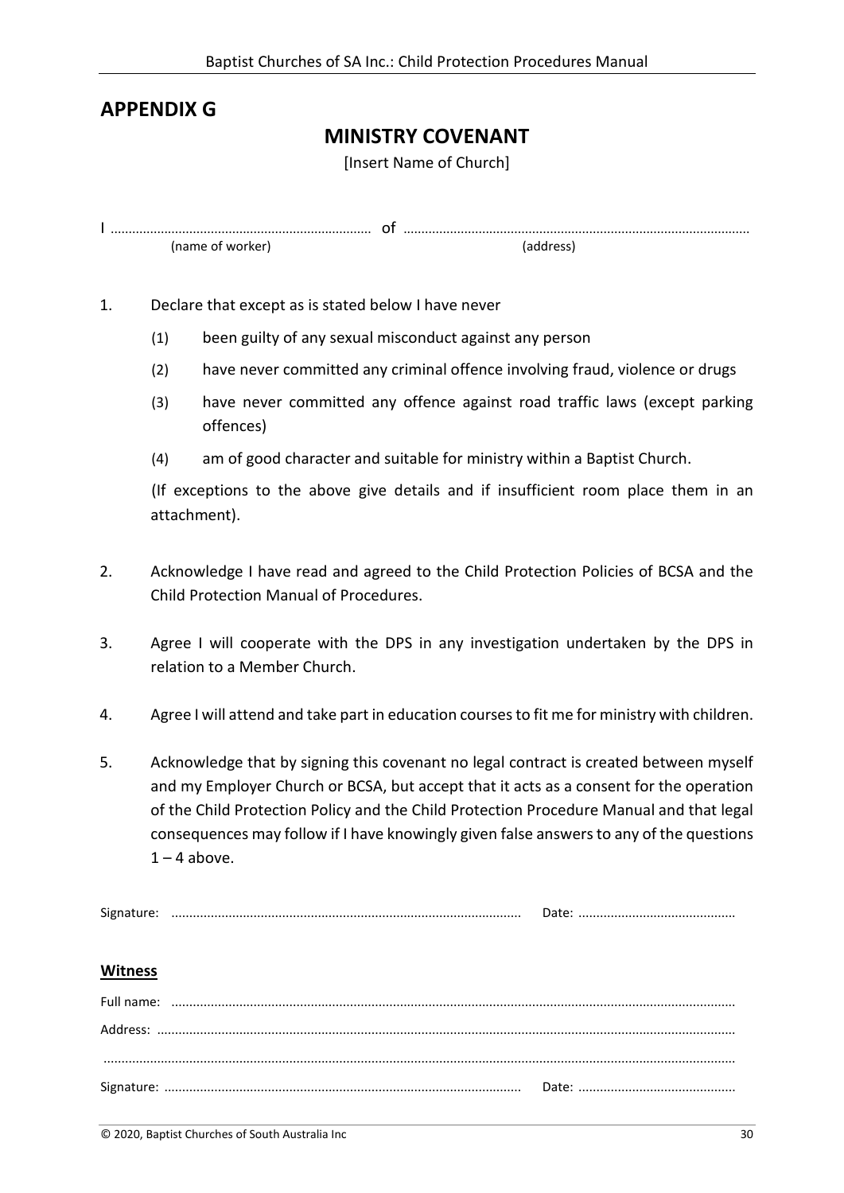## APPENDIX G

# MINISTRY COVENANT

[Insert Name of Church]

I ……………………………………………………………… of ………………………………………………………………………………………
(name of worker) (address)

1. Declare that except as is stated below I have never

   (1) been guilty of any sexual misconduct against any person

   (2) have never committed any criminal offence involving fraud, violence or drugs

   (3) have never committed any offence against road traffic laws (except parking offences)

   (4) am of good character and suitable for ministry within a Baptist Church.

   (If exceptions to the above give details and if insufficient room place them in an attachment).

2. Acknowledge I have read and agreed to the Child Protection Policies of BCSA and the Child Protection Manual of Procedures.

3. Agree I will cooperate with the DPS in any investigation undertaken by the DPS in relation to a Member Church.

4. Agree I will attend and take part in education courses to fit me for ministry with children.

5. Acknowledge that by signing this covenant no legal contract is created between myself and my Employer Church or BCSA, but accept that it acts as a consent for the operation of the Child Protection Policy and the Child Protection Procedure Manual and that legal consequences may follow if I have knowingly given false answers to any of the questions 1 – 4 above.

Signature: ……………………………………………………………………………………… Date: ………………………………………

**Witness**

Full name: ………………………………………………………………………………………………………………………………………………

Address: ………………………………………………………………………………………………………………………………………………

………………………………………………………………………………………………………………………………………………………………

Signature: ……………………………………………………………………………………… Date: ………………………………………

© 2020, Baptist Churches of South Australia Inc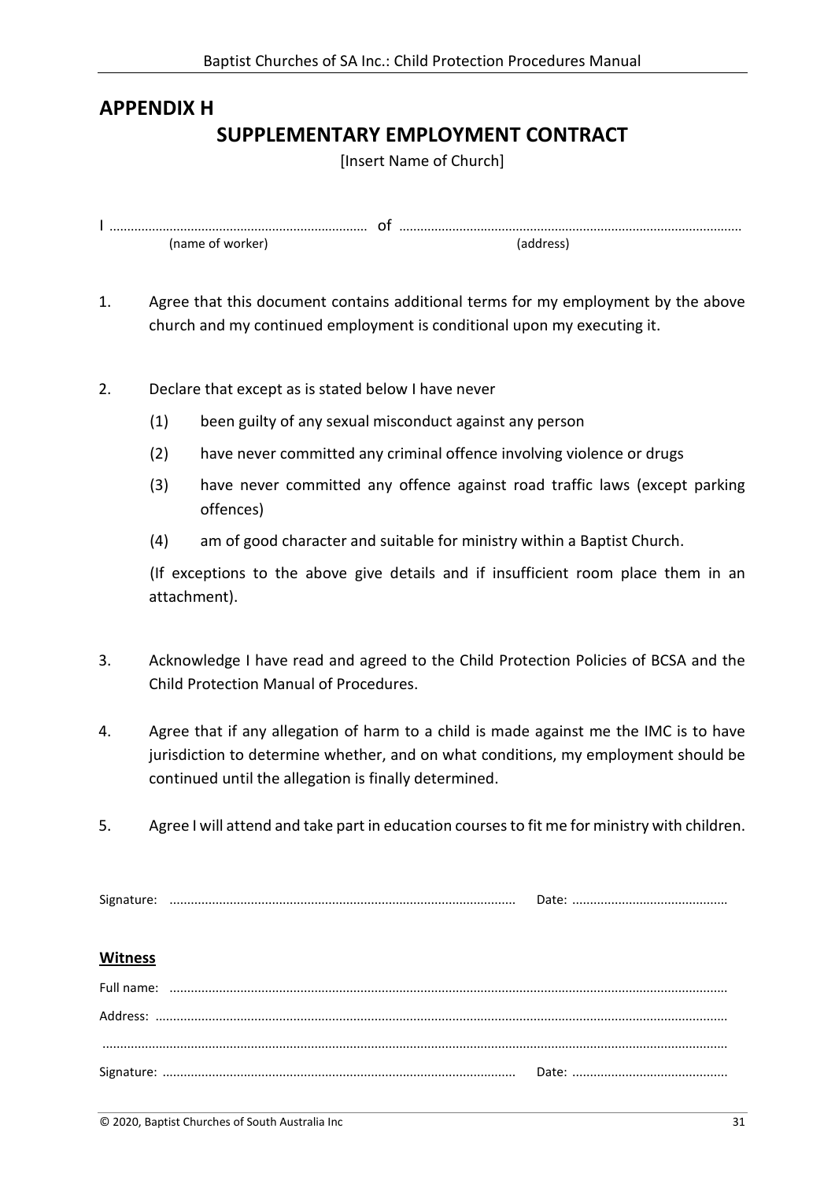## APPENDIX H

## SUPPLEMENTARY EMPLOYMENT CONTRACT

[Insert Name of Church]

I ……………………………………………………………… of ………………………………………………………………………………………

(name of worker) (address)

1. Agree that this document contains additional terms for my employment by the above church and my continued employment is conditional upon my executing it.

2. Declare that except as is stated below I have never
   (1) been guilty of any sexual misconduct against any person
   (2) have never committed any criminal offence involving violence or drugs
   (3) have never committed any offence against road traffic laws (except parking offences)
   (4) am of good character and suitable for ministry within a Baptist Church.

   (If exceptions to the above give details and if insufficient room place them in an attachment).

3. Acknowledge I have read and agreed to the Child Protection Policies of BCSA and the Child Protection Manual of Procedures.

4. Agree that if any allegation of harm to a child is made against me the IMC is to have jurisdiction to determine whether, and on what conditions, my employment should be continued until the allegation is finally determined.

5. Agree I will attend and take part in education courses to fit me for ministry with children.

Signature: ……………………………………………………………………………………… Date: ………………………………………

**Witness**

Full name: …………………………………………………………………………………………………………………………………………

Address: ………………………………………………………………………………………………………………………………………………

…………………………………………………………………………………………………………………………………………………………

Signature: ……………………………………………………………………………………… Date: ………………………………………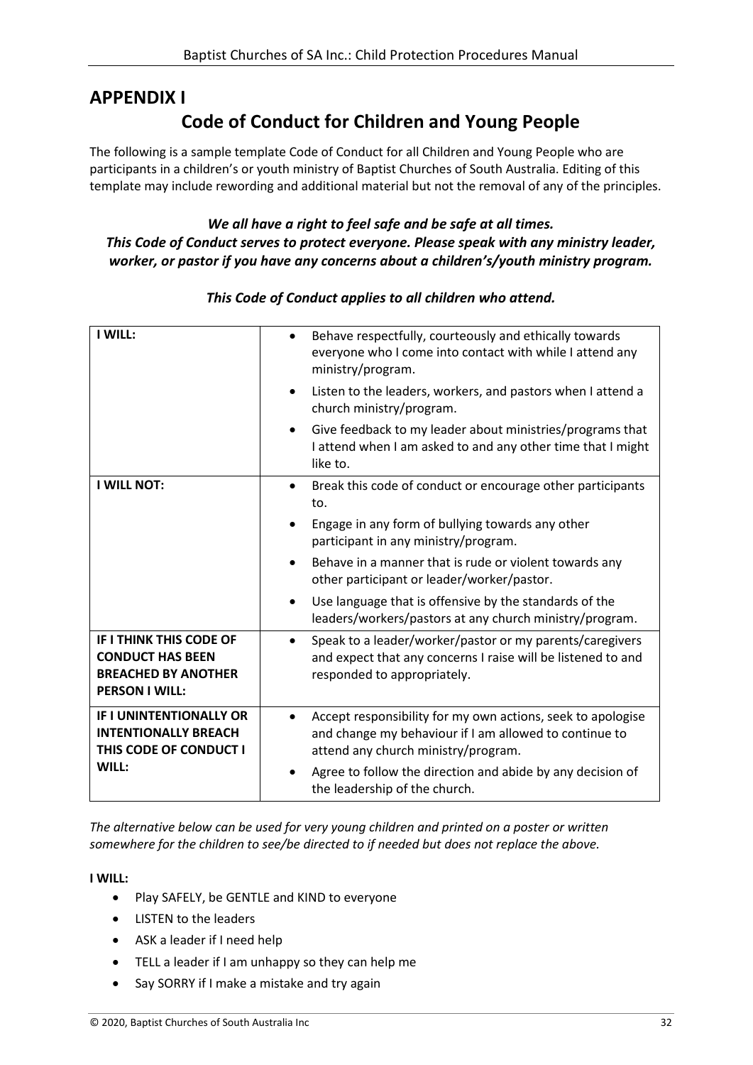# APPENDIX I

## Code of Conduct for Children and Young People

The following is a sample template Code of Conduct for all Children and Young People who are participants in a children's or youth ministry of Baptist Churches of South Australia. Editing of this template may include rewording and additional material but not the removal of any of the principles.

***We all have a right to feel safe and be safe at all times.***
***This Code of Conduct serves to protect everyone. Please speak with any ministry leader, worker, or pastor if you have any concerns about a children's/youth ministry program.***

***This Code of Conduct applies to all children who attend.***

| | |
|---|---|
| **I WILL:** | • Behave respectfully, courteously and ethically towards everyone who I come into contact with while I attend any ministry/program.<br>• Listen to the leaders, workers, and pastors when I attend a church ministry/program.<br>• Give feedback to my leader about ministries/programs that I attend when I am asked to and any other time that I might like to. |
| **I WILL NOT:** | • Break this code of conduct or encourage other participants to.<br>• Engage in any form of bullying towards any other participant in any ministry/program.<br>• Behave in a manner that is rude or violent towards any other participant or leader/worker/pastor.<br>• Use language that is offensive by the standards of the leaders/workers/pastors at any church ministry/program. |
| **IF I THINK THIS CODE OF CONDUCT HAS BEEN BREACHED BY ANOTHER PERSON I WILL:** | • Speak to a leader/worker/pastor or my parents/caregivers and expect that any concerns I raise will be listened to and responded to appropriately. |
| **IF I UNINTENTIONALLY OR INTENTIONALLY BREACH THIS CODE OF CONDUCT I WILL:** | • Accept responsibility for my own actions, seek to apologise and change my behaviour if I am allowed to continue to attend any church ministry/program.<br>• Agree to follow the direction and abide by any decision of the leadership of the church. |

*The alternative below can be used for very young children and printed on a poster or written somewhere for the children to see/be directed to if needed but does not replace the above.*

**I WILL:**

- Play SAFELY, be GENTLE and KIND to everyone
- LISTEN to the leaders
- ASK a leader if I need help
- TELL a leader if I am unhappy so they can help me
- Say SORRY if I make a mistake and try again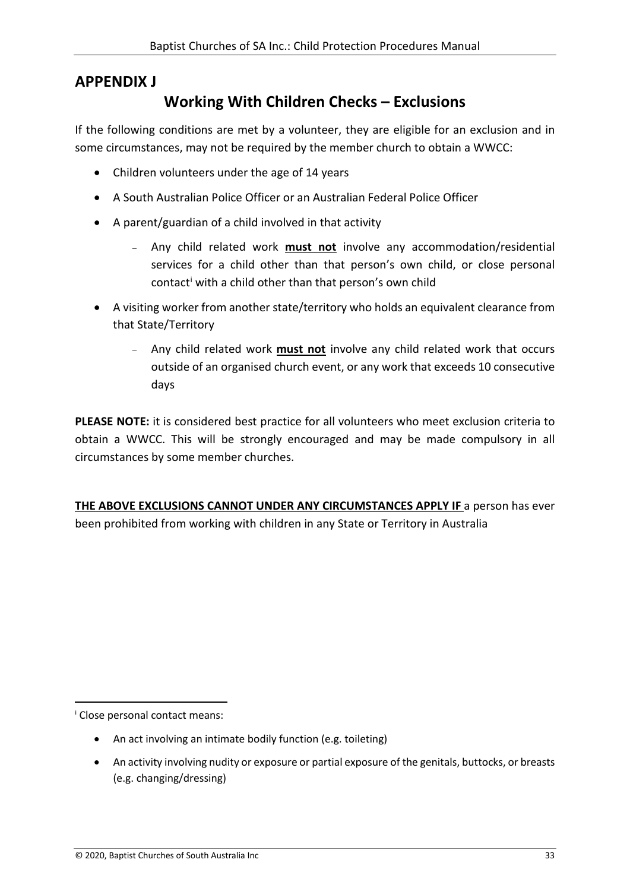## APPENDIX J

## Working With Children Checks – Exclusions

If the following conditions are met by a volunteer, they are eligible for an exclusion and in some circumstances, may not be required by the member church to obtain a WWCC:

- Children volunteers under the age of 14 years
- A South Australian Police Officer or an Australian Federal Police Officer
- A parent/guardian of a child involved in that activity
  - Any child related work **must not** involve any accommodation/residential services for a child other than that person's own child, or close personal contact[i] with a child other than that person's own child
- A visiting worker from another state/territory who holds an equivalent clearance from that State/Territory
  - Any child related work **must not** involve any child related work that occurs outside of an organised church event, or any work that exceeds 10 consecutive days

**PLEASE NOTE:** it is considered best practice for all volunteers who meet exclusion criteria to obtain a WWCC. This will be strongly encouraged and may be made compulsory in all circumstances by some member churches.

**THE ABOVE EXCLUSIONS CANNOT UNDER ANY CIRCUMSTANCES APPLY IF** a person has ever been prohibited from working with children in any State or Territory in Australia

---

[i] Close personal contact means:

- An act involving an intimate bodily function (e.g. toileting)
- An activity involving nudity or exposure or partial exposure of the genitals, buttocks, or breasts (e.g. changing/dressing)